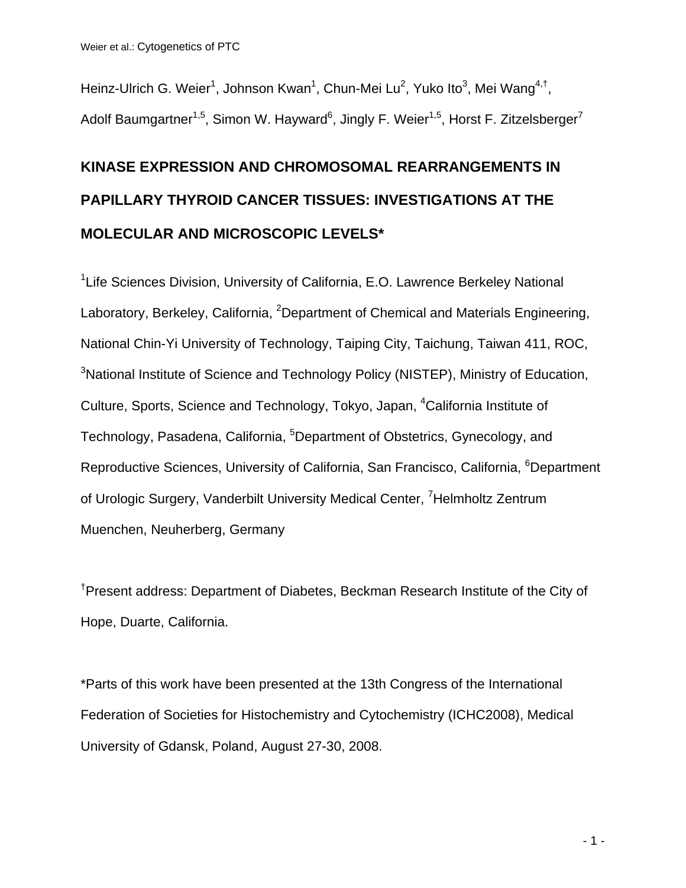Heinz-Ulrich G. Weier[1], Johnson Kwan[1], Chun-Mei Lu[2], Yuko Ito[3], Mei Wang[4,†], Adolf Baumgartner[1,5], Simon W. Hayward[6], Jingly F. Weier[1,5], Horst F. Zitzelsberger[7]

# KINASE EXPRESSION AND CHROMOSOMAL REARRANGEMENTS IN PAPILLARY THYROID CANCER TISSUES: INVESTIGATIONS AT THE MOLECULAR AND MICROSCOPIC LEVELS*

[1]Life Sciences Division, University of California, E.O. Lawrence Berkeley National Laboratory, Berkeley, California, [2]Department of Chemical and Materials Engineering, National Chin-Yi University of Technology, Taiping City, Taichung, Taiwan 411, ROC, [3]National Institute of Science and Technology Policy (NISTEP), Ministry of Education, Culture, Sports, Science and Technology, Tokyo, Japan, [4]California Institute of Technology, Pasadena, California, [5]Department of Obstetrics, Gynecology, and Reproductive Sciences, University of California, San Francisco, California, [6]Department of Urologic Surgery, Vanderbilt University Medical Center, [7]Helmholtz Zentrum Muenchen, Neuherberg, Germany

[†]Present address: Department of Diabetes, Beckman Research Institute of the City of Hope, Duarte, California.

*Parts of this work have been presented at the 13th Congress of the International Federation of Societies for Histochemistry and Cytochemistry (ICHC2008), Medical University of Gdansk, Poland, August 27-30, 2008.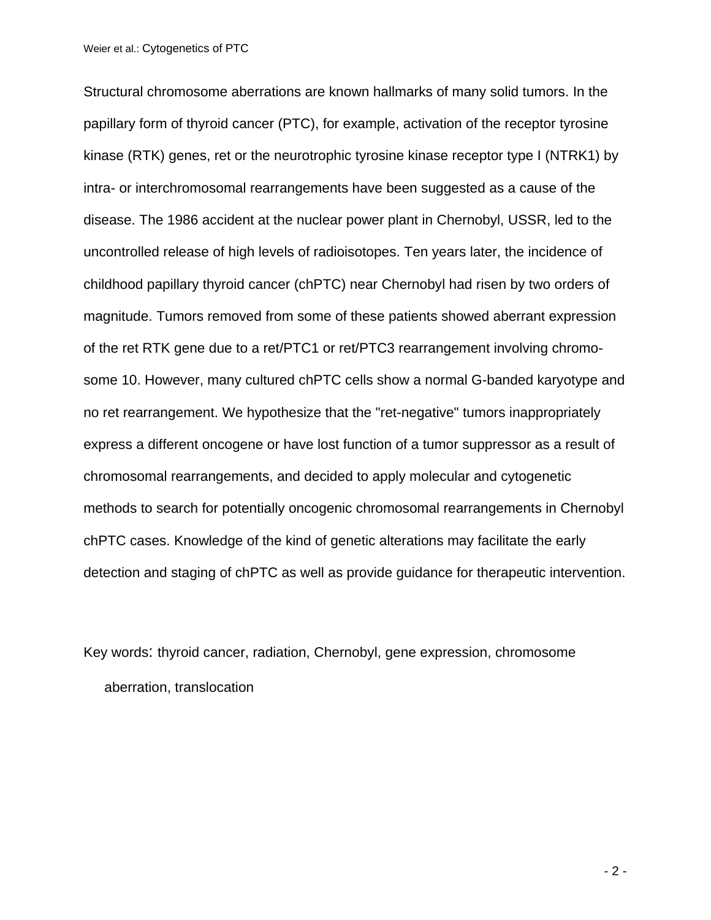Structural chromosome aberrations are known hallmarks of many solid tumors. In the papillary form of thyroid cancer (PTC), for example, activation of the receptor tyrosine kinase (RTK) genes, ret or the neurotrophic tyrosine kinase receptor type I (NTRK1) by intra- or interchromosomal rearrangements have been suggested as a cause of the disease. The 1986 accident at the nuclear power plant in Chernobyl, USSR, led to the uncontrolled release of high levels of radioisotopes. Ten years later, the incidence of childhood papillary thyroid cancer (chPTC) near Chernobyl had risen by two orders of magnitude. Tumors removed from some of these patients showed aberrant expression of the ret RTK gene due to a ret/PTC1 or ret/PTC3 rearrangement involving chromosome 10. However, many cultured chPTC cells show a normal G-banded karyotype and no ret rearrangement. We hypothesize that the "ret-negative" tumors inappropriately express a different oncogene or have lost function of a tumor suppressor as a result of chromosomal rearrangements, and decided to apply molecular and cytogenetic methods to search for potentially oncogenic chromosomal rearrangements in Chernobyl chPTC cases. Knowledge of the kind of genetic alterations may facilitate the early detection and staging of chPTC as well as provide guidance for therapeutic intervention.

Key words: thyroid cancer, radiation, Chernobyl, gene expression, chromosome aberration, translocation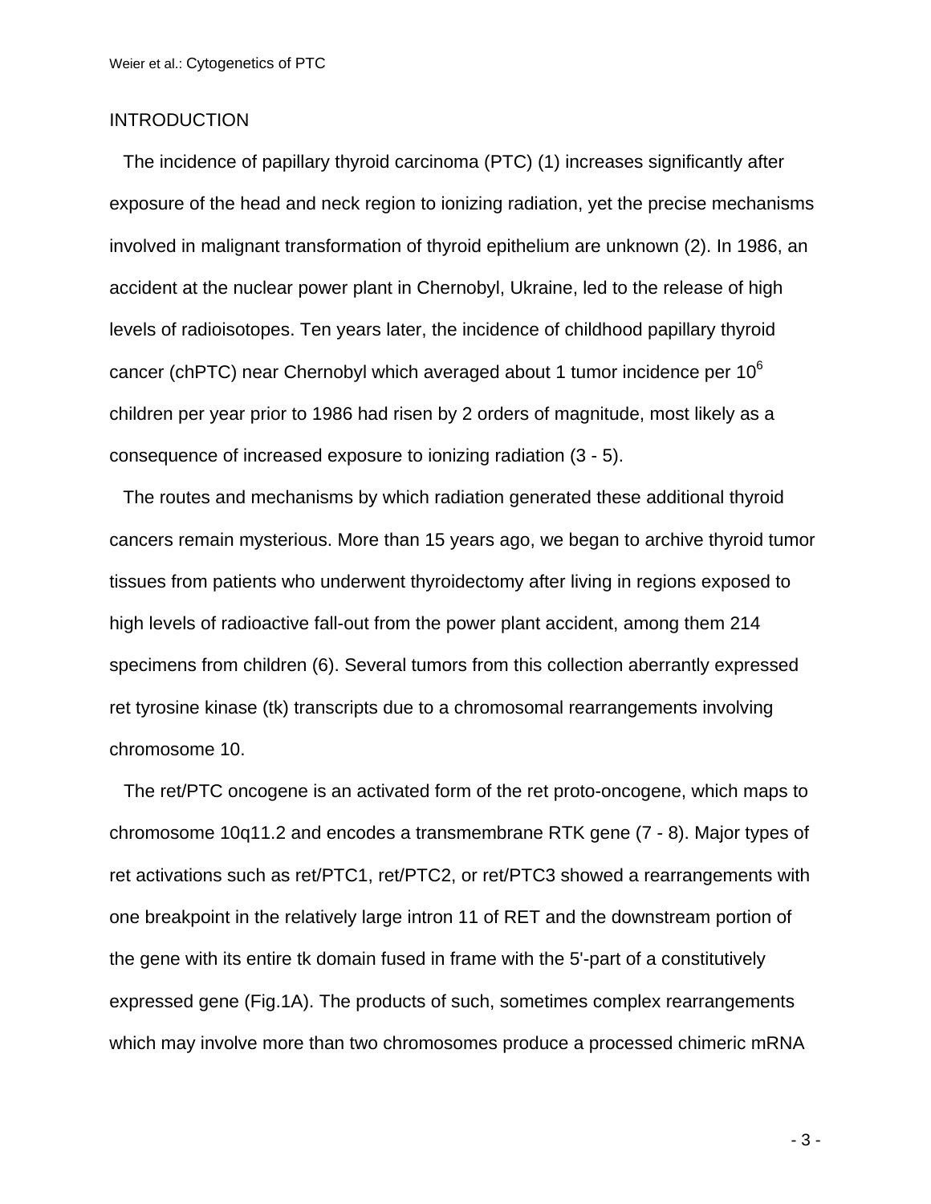## INTRODUCTION

The incidence of papillary thyroid carcinoma (PTC) (1) increases significantly after exposure of the head and neck region to ionizing radiation, yet the precise mechanisms involved in malignant transformation of thyroid epithelium are unknown (2). In 1986, an accident at the nuclear power plant in Chernobyl, Ukraine, led to the release of high levels of radioisotopes. Ten years later, the incidence of childhood papillary thyroid cancer (chPTC) near Chernobyl which averaged about 1 tumor incidence per $10^6$ children per year prior to 1986 had risen by 2 orders of magnitude, most likely as a consequence of increased exposure to ionizing radiation (3 - 5).

The routes and mechanisms by which radiation generated these additional thyroid cancers remain mysterious. More than 15 years ago, we began to archive thyroid tumor tissues from patients who underwent thyroidectomy after living in regions exposed to high levels of radioactive fall-out from the power plant accident, among them 214 specimens from children (6). Several tumors from this collection aberrantly expressed ret tyrosine kinase (tk) transcripts due to a chromosomal rearrangements involving chromosome 10.

The ret/PTC oncogene is an activated form of the ret proto-oncogene, which maps to chromosome 10q11.2 and encodes a transmembrane RTK gene (7 - 8). Major types of ret activations such as ret/PTC1, ret/PTC2, or ret/PTC3 showed a rearrangements with one breakpoint in the relatively large intron 11 of RET and the downstream portion of the gene with its entire tk domain fused in frame with the 5'-part of a constitutively expressed gene (Fig.1A). The products of such, sometimes complex rearrangements which may involve more than two chromosomes produce a processed chimeric mRNA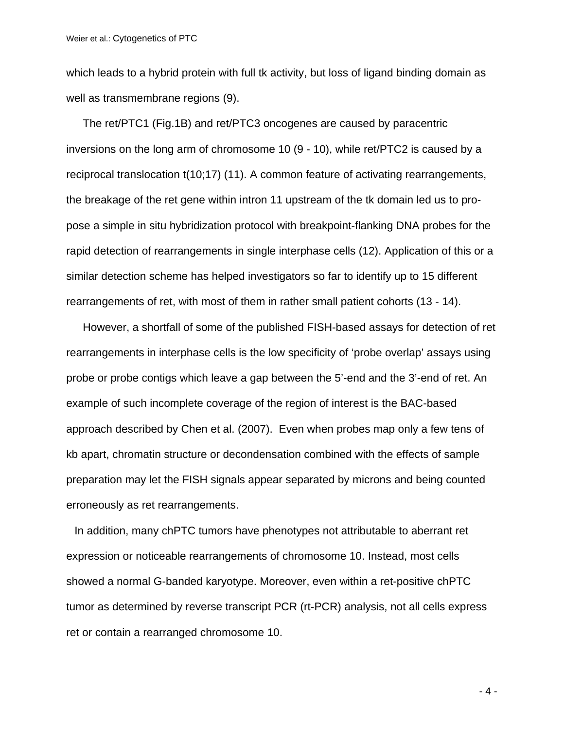which leads to a hybrid protein with full tk activity, but loss of ligand binding domain as well as transmembrane regions (9).

The ret/PTC1 (Fig.1B) and ret/PTC3 oncogenes are caused by paracentric inversions on the long arm of chromosome 10 (9 - 10), while ret/PTC2 is caused by a reciprocal translocation t(10;17) (11). A common feature of activating rearrangements, the breakage of the ret gene within intron 11 upstream of the tk domain led us to propose a simple in situ hybridization protocol with breakpoint-flanking DNA probes for the rapid detection of rearrangements in single interphase cells (12). Application of this or a similar detection scheme has helped investigators so far to identify up to 15 different rearrangements of ret, with most of them in rather small patient cohorts (13 - 14).

However, a shortfall of some of the published FISH-based assays for detection of ret rearrangements in interphase cells is the low specificity of 'probe overlap' assays using probe or probe contigs which leave a gap between the 5'-end and the 3'-end of ret. An example of such incomplete coverage of the region of interest is the BAC-based approach described by Chen et al. (2007). Even when probes map only a few tens of kb apart, chromatin structure or decondensation combined with the effects of sample preparation may let the FISH signals appear separated by microns and being counted erroneously as ret rearrangements.

In addition, many chPTC tumors have phenotypes not attributable to aberrant ret expression or noticeable rearrangements of chromosome 10. Instead, most cells showed a normal G-banded karyotype. Moreover, even within a ret-positive chPTC tumor as determined by reverse transcript PCR (rt-PCR) analysis, not all cells express ret or contain a rearranged chromosome 10.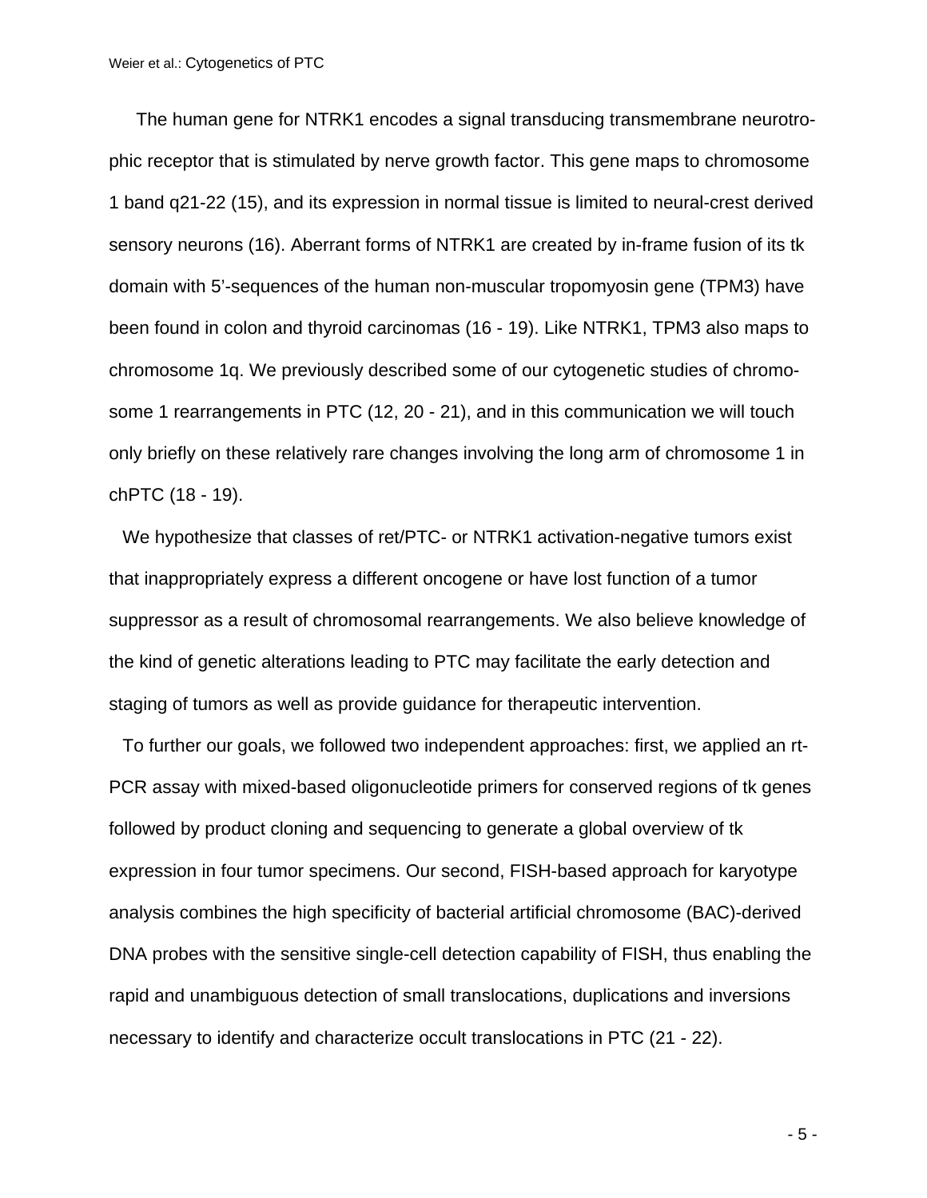The human gene for NTRK1 encodes a signal transducing transmembrane neurotrophic receptor that is stimulated by nerve growth factor. This gene maps to chromosome 1 band q21-22 (15), and its expression in normal tissue is limited to neural-crest derived sensory neurons (16). Aberrant forms of NTRK1 are created by in-frame fusion of its tk domain with 5'-sequences of the human non-muscular tropomyosin gene (TPM3) have been found in colon and thyroid carcinomas (16 - 19). Like NTRK1, TPM3 also maps to chromosome 1q. We previously described some of our cytogenetic studies of chromosome 1 rearrangements in PTC (12, 20 - 21), and in this communication we will touch only briefly on these relatively rare changes involving the long arm of chromosome 1 in chPTC (18 - 19).

We hypothesize that classes of ret/PTC- or NTRK1 activation-negative tumors exist that inappropriately express a different oncogene or have lost function of a tumor suppressor as a result of chromosomal rearrangements. We also believe knowledge of the kind of genetic alterations leading to PTC may facilitate the early detection and staging of tumors as well as provide guidance for therapeutic intervention.

To further our goals, we followed two independent approaches: first, we applied an rt-PCR assay with mixed-based oligonucleotide primers for conserved regions of tk genes followed by product cloning and sequencing to generate a global overview of tk expression in four tumor specimens. Our second, FISH-based approach for karyotype analysis combines the high specificity of bacterial artificial chromosome (BAC)-derived DNA probes with the sensitive single-cell detection capability of FISH, thus enabling the rapid and unambiguous detection of small translocations, duplications and inversions necessary to identify and characterize occult translocations in PTC (21 - 22).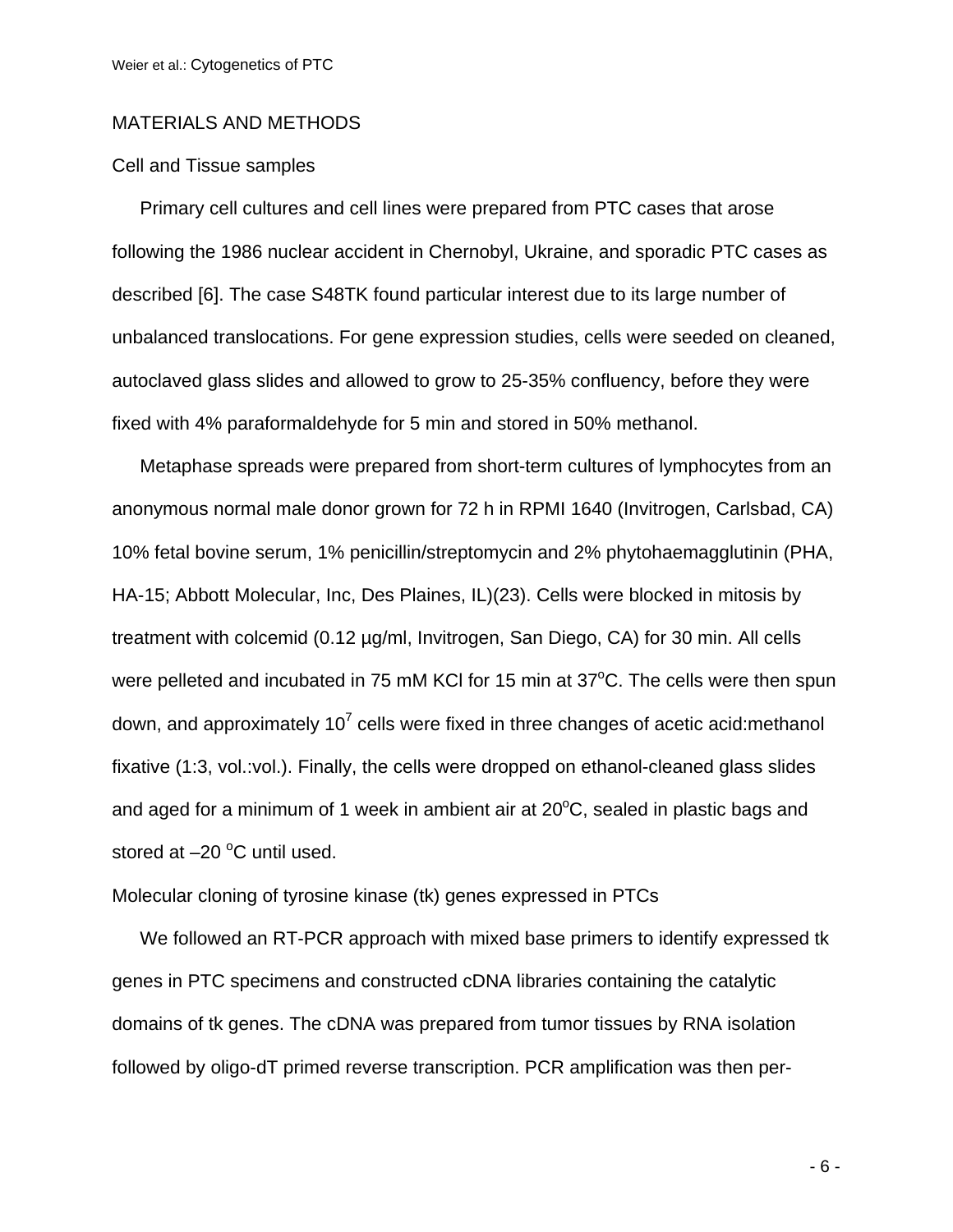## MATERIALS AND METHODS

### Cell and Tissue samples

Primary cell cultures and cell lines were prepared from PTC cases that arose following the 1986 nuclear accident in Chernobyl, Ukraine, and sporadic PTC cases as described [6]. The case S48TK found particular interest due to its large number of unbalanced translocations. For gene expression studies, cells were seeded on cleaned, autoclaved glass slides and allowed to grow to 25-35% confluency, before they were fixed with 4% paraformaldehyde for 5 min and stored in 50% methanol.

Metaphase spreads were prepared from short-term cultures of lymphocytes from an anonymous normal male donor grown for 72 h in RPMI 1640 (Invitrogen, Carlsbad, CA) 10% fetal bovine serum, 1% penicillin/streptomycin and 2% phytohaemagglutinin (PHA, HA-15; Abbott Molecular, Inc, Des Plaines, IL)(23). Cells were blocked in mitosis by treatment with colcemid (0.12 µg/ml, Invitrogen, San Diego, CA) for 30 min. All cells were pelleted and incubated in 75 mM KCl for 15 min at 37$^{o}$C. The cells were then spun down, and approximately $10^7$ cells were fixed in three changes of acetic acid:methanol fixative (1:3, vol.:vol.). Finally, the cells were dropped on ethanol-cleaned glass slides and aged for a minimum of 1 week in ambient air at 20$^{o}$C, sealed in plastic bags and stored at –20 $^{o}$C until used.

### Molecular cloning of tyrosine kinase (tk) genes expressed in PTCs

We followed an RT-PCR approach with mixed base primers to identify expressed tk genes in PTC specimens and constructed cDNA libraries containing the catalytic domains of tk genes. The cDNA was prepared from tumor tissues by RNA isolation followed by oligo-dT primed reverse transcription. PCR amplification was then per-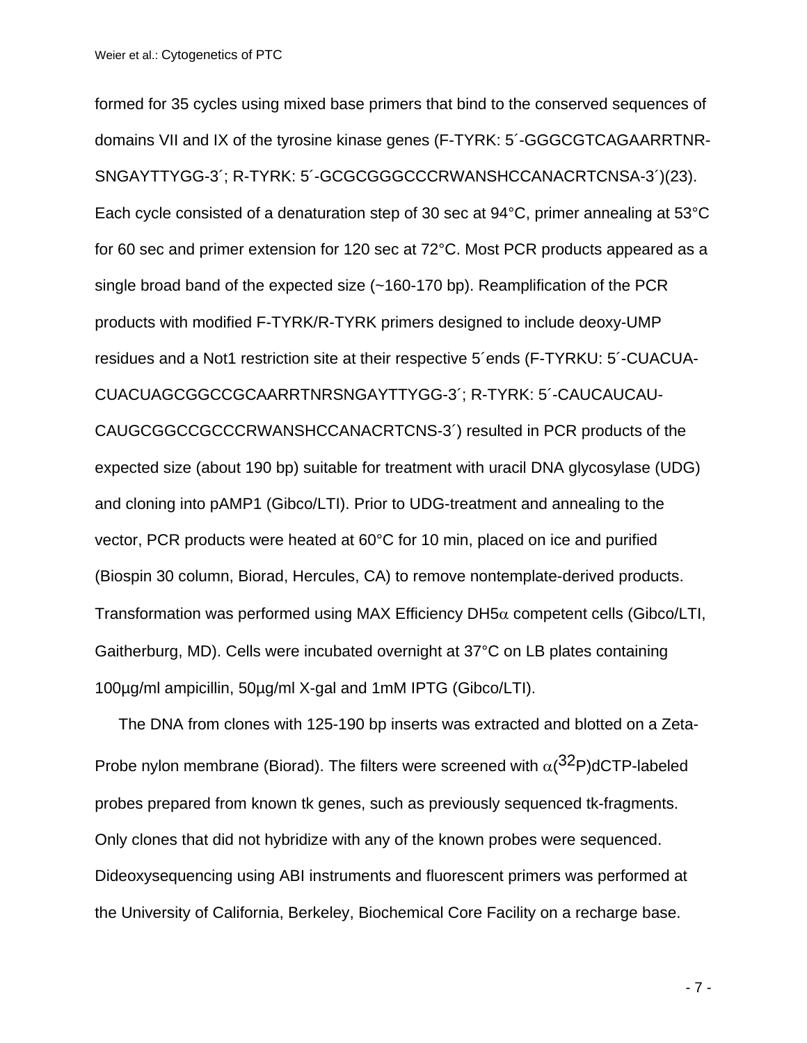formed for 35 cycles using mixed base primers that bind to the conserved sequences of domains VII and IX of the tyrosine kinase genes (F-TYRK: 5´-GGGCGTCAGAARRTNR-SNGAYTTYGG-3´; R-TYRK: 5´-GCGCGGGCCCRWANSHCCANACRTCNSA-3´)(23). Each cycle consisted of a denaturation step of 30 sec at 94°C, primer annealing at 53°C for 60 sec and primer extension for 120 sec at 72°C. Most PCR products appeared as a single broad band of the expected size (~160-170 bp). Reamplification of the PCR products with modified F-TYRK/R-TYRK primers designed to include deoxy-UMP residues and a Not1 restriction site at their respective 5´ends (F-TYRKU: 5´-CUACUA-CUACUAGCGGCCGCAARRTNRSNGAYTTYGG-3´; R-TYRK: 5´-CAUCAUCAU-CAUGCGGCCGCCCRWANSHCCANACRTCNS-3´) resulted in PCR products of the expected size (about 190 bp) suitable for treatment with uracil DNA glycosylase (UDG) and cloning into pAMP1 (Gibco/LTI). Prior to UDG-treatment and annealing to the vector, PCR products were heated at 60°C for 10 min, placed on ice and purified (Biospin 30 column, Biorad, Hercules, CA) to remove nontemplate-derived products. Transformation was performed using MAX Efficiency DH5$\alpha$ competent cells (Gibco/LTI, Gaitherburg, MD). Cells were incubated overnight at 37°C on LB plates containing 100µg/ml ampicillin, 50µg/ml X-gal and 1mM IPTG (Gibco/LTI).

The DNA from clones with 125-190 bp inserts was extracted and blotted on a Zeta-Probe nylon membrane (Biorad). The filters were screened with $\alpha(^{32}P)$dCTP-labeled probes prepared from known tk genes, such as previously sequenced tk-fragments. Only clones that did not hybridize with any of the known probes were sequenced. Dideoxysequencing using ABI instruments and fluorescent primers was performed at the University of California, Berkeley, Biochemical Core Facility on a recharge base.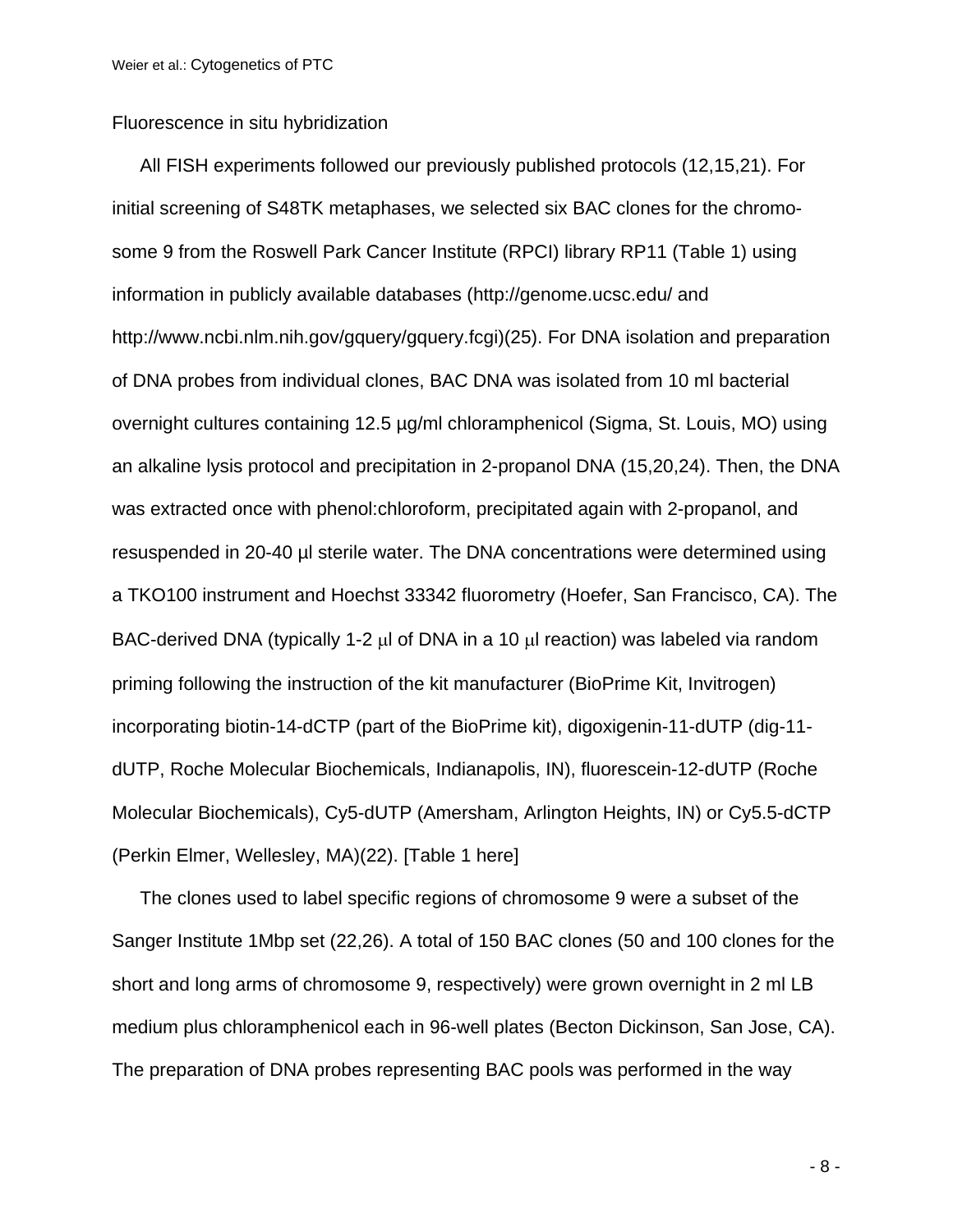Fluorescence in situ hybridization

All FISH experiments followed our previously published protocols (12,15,21). For initial screening of S48TK metaphases, we selected six BAC clones for the chromosome 9 from the Roswell Park Cancer Institute (RPCI) library RP11 (Table 1) using information in publicly available databases (http://genome.ucsc.edu/ and http://www.ncbi.nlm.nih.gov/gquery/gquery.fcgi)(25). For DNA isolation and preparation of DNA probes from individual clones, BAC DNA was isolated from 10 ml bacterial overnight cultures containing 12.5 µg/ml chloramphenicol (Sigma, St. Louis, MO) using an alkaline lysis protocol and precipitation in 2-propanol DNA (15,20,24). Then, the DNA was extracted once with phenol:chloroform, precipitated again with 2-propanol, and resuspended in 20-40 µl sterile water. The DNA concentrations were determined using a TKO100 instrument and Hoechst 33342 fluorometry (Hoefer, San Francisco, CA). The BAC-derived DNA (typically 1-2 µl of DNA in a 10 µl reaction) was labeled via random priming following the instruction of the kit manufacturer (BioPrime Kit, Invitrogen) incorporating biotin-14-dCTP (part of the BioPrime kit), digoxigenin-11-dUTP (dig-11-dUTP, Roche Molecular Biochemicals, Indianapolis, IN), fluorescein-12-dUTP (Roche Molecular Biochemicals), Cy5-dUTP (Amersham, Arlington Heights, IN) or Cy5.5-dCTP (Perkin Elmer, Wellesley, MA)(22). [Table 1 here]

The clones used to label specific regions of chromosome 9 were a subset of the Sanger Institute 1Mbp set (22,26). A total of 150 BAC clones (50 and 100 clones for the short and long arms of chromosome 9, respectively) were grown overnight in 2 ml LB medium plus chloramphenicol each in 96-well plates (Becton Dickinson, San Jose, CA). The preparation of DNA probes representing BAC pools was performed in the way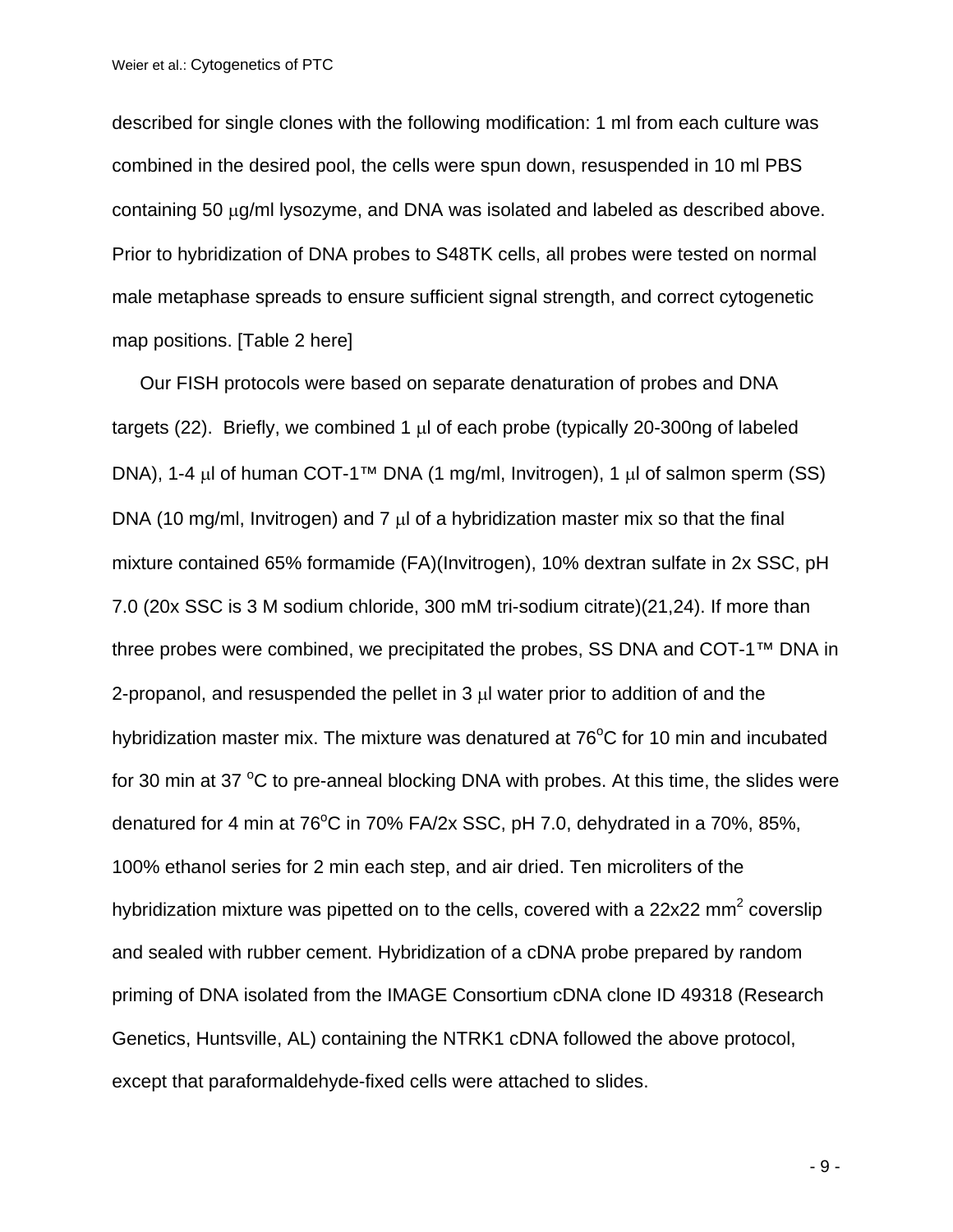described for single clones with the following modification: 1 ml from each culture was combined in the desired pool, the cells were spun down, resuspended in 10 ml PBS containing 50 μg/ml lysozyme, and DNA was isolated and labeled as described above. Prior to hybridization of DNA probes to S48TK cells, all probes were tested on normal male metaphase spreads to ensure sufficient signal strength, and correct cytogenetic map positions. [Table 2 here]

Our FISH protocols were based on separate denaturation of probes and DNA targets (22). Briefly, we combined 1 μl of each probe (typically 20-300ng of labeled DNA), 1-4 μl of human COT-1™ DNA (1 mg/ml, Invitrogen), 1 μl of salmon sperm (SS) DNA (10 mg/ml, Invitrogen) and 7 μl of a hybridization master mix so that the final mixture contained 65% formamide (FA)(Invitrogen), 10% dextran sulfate in 2x SSC, pH 7.0 (20x SSC is 3 M sodium chloride, 300 mM tri-sodium citrate)(21,24). If more than three probes were combined, we precipitated the probes, SS DNA and COT-1™ DNA in 2-propanol, and resuspended the pellet in 3 μl water prior to addition of and the hybridization master mix. The mixture was denatured at 76°C for 10 min and incubated for 30 min at 37 °C to pre-anneal blocking DNA with probes. At this time, the slides were denatured for 4 min at 76°C in 70% FA/2x SSC, pH 7.0, dehydrated in a 70%, 85%, 100% ethanol series for 2 min each step, and air dried. Ten microliters of the hybridization mixture was pipetted on to the cells, covered with a 22x22 $mm^2$ coverslip and sealed with rubber cement. Hybridization of a cDNA probe prepared by random priming of DNA isolated from the IMAGE Consortium cDNA clone ID 49318 (Research Genetics, Huntsville, AL) containing the NTRK1 cDNA followed the above protocol, except that paraformaldehyde-fixed cells were attached to slides.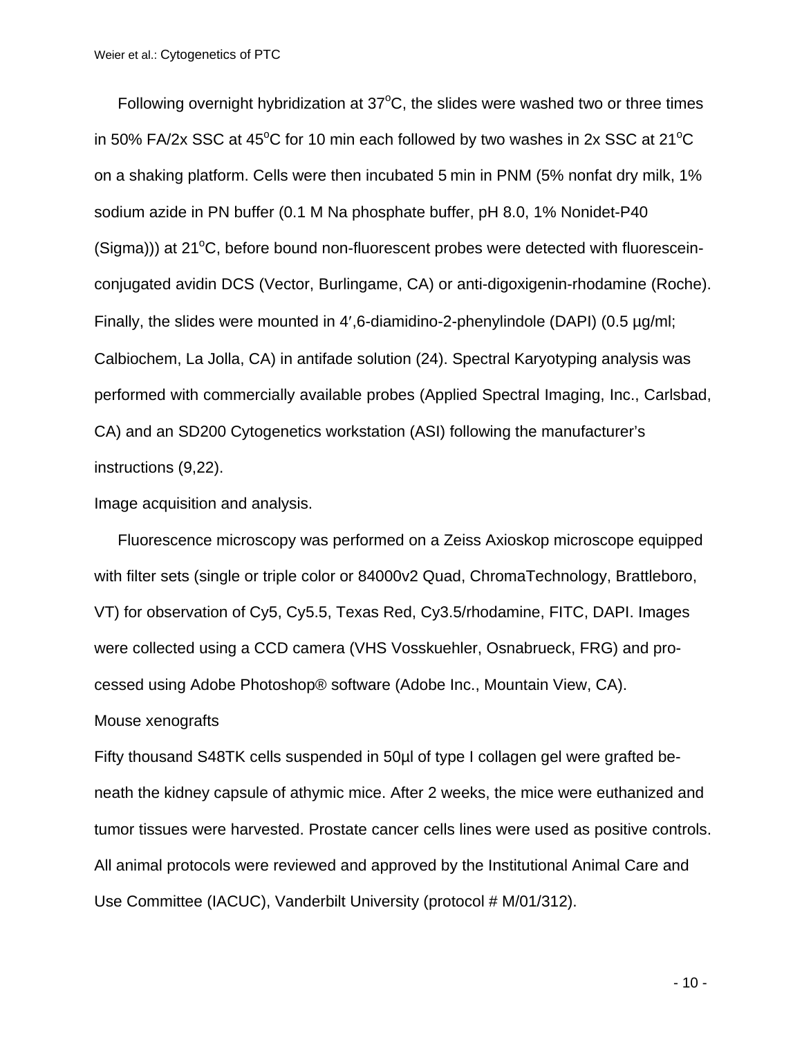Following overnight hybridization at 37$^o$C, the slides were washed two or three times in 50% FA/2x SSC at 45$^o$C for 10 min each followed by two washes in 2x SSC at 21$^o$C on a shaking platform. Cells were then incubated 5 min in PNM (5% nonfat dry milk, 1% sodium azide in PN buffer (0.1 M Na phosphate buffer, pH 8.0, 1% Nonidet-P40 (Sigma))) at 21$^o$C, before bound non-fluorescent probes were detected with fluorescein-conjugated avidin DCS (Vector, Burlingame, CA) or anti-digoxigenin-rhodamine (Roche). Finally, the slides were mounted in 4′,6-diamidino-2-phenylindole (DAPI) (0.5 µg/ml; Calbiochem, La Jolla, CA) in antifade solution (24). Spectral Karyotyping analysis was performed with commercially available probes (Applied Spectral Imaging, Inc., Carlsbad, CA) and an SD200 Cytogenetics workstation (ASI) following the manufacturer's instructions (9,22).

Image acquisition and analysis.

Fluorescence microscopy was performed on a Zeiss Axioskop microscope equipped with filter sets (single or triple color or 84000v2 Quad, ChromaTechnology, Brattleboro, VT) for observation of Cy5, Cy5.5, Texas Red, Cy3.5/rhodamine, FITC, DAPI. Images were collected using a CCD camera (VHS Vosskuehler, Osnabrueck, FRG) and processed using Adobe Photoshop® software (Adobe Inc., Mountain View, CA).

Mouse xenografts

Fifty thousand S48TK cells suspended in 50µl of type I collagen gel were grafted beneath the kidney capsule of athymic mice. After 2 weeks, the mice were euthanized and tumor tissues were harvested. Prostate cancer cells lines were used as positive controls. All animal protocols were reviewed and approved by the Institutional Animal Care and Use Committee (IACUC), Vanderbilt University (protocol # M/01/312).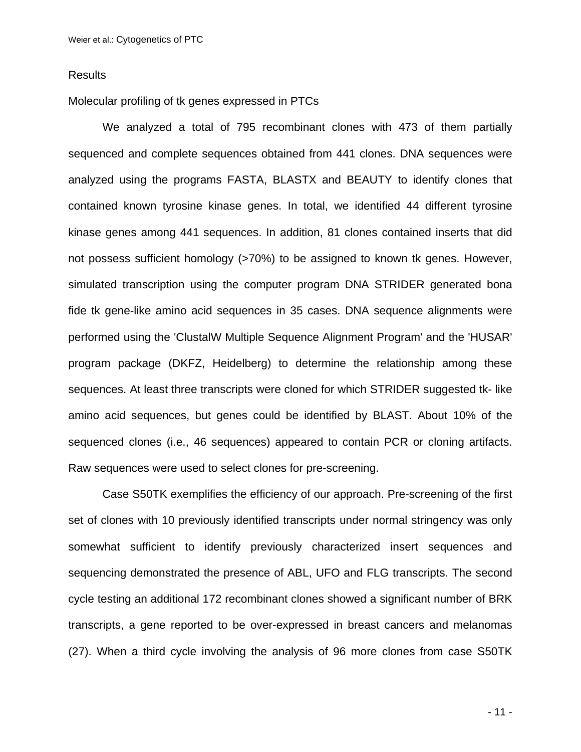## Results

### Molecular profiling of tk genes expressed in PTCs

We analyzed a total of 795 recombinant clones with 473 of them partially sequenced and complete sequences obtained from 441 clones. DNA sequences were analyzed using the programs FASTA, BLASTX and BEAUTY to identify clones that contained known tyrosine kinase genes. In total, we identified 44 different tyrosine kinase genes among 441 sequences. In addition, 81 clones contained inserts that did not possess sufficient homology (>70%) to be assigned to known tk genes. However, simulated transcription using the computer program DNA STRIDER generated bona fide tk gene-like amino acid sequences in 35 cases. DNA sequence alignments were performed using the 'ClustalW Multiple Sequence Alignment Program' and the 'HUSAR' program package (DKFZ, Heidelberg) to determine the relationship among these sequences. At least three transcripts were cloned for which STRIDER suggested tk- like amino acid sequences, but genes could be identified by BLAST. About 10% of the sequenced clones (i.e., 46 sequences) appeared to contain PCR or cloning artifacts. Raw sequences were used to select clones for pre-screening.

Case S50TK exemplifies the efficiency of our approach. Pre-screening of the first set of clones with 10 previously identified transcripts under normal stringency was only somewhat sufficient to identify previously characterized insert sequences and sequencing demonstrated the presence of ABL, UFO and FLG transcripts. The second cycle testing an additional 172 recombinant clones showed a significant number of BRK transcripts, a gene reported to be over-expressed in breast cancers and melanomas (27). When a third cycle involving the analysis of 96 more clones from case S50TK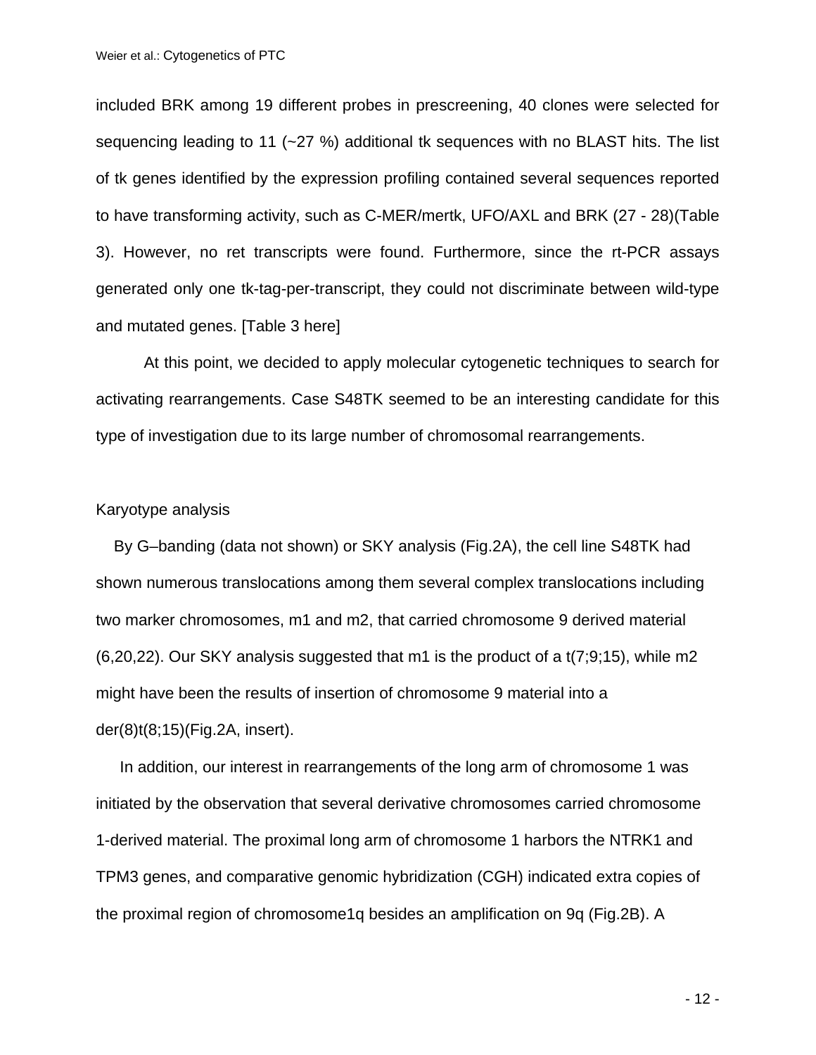included BRK among 19 different probes in prescreening, 40 clones were selected for sequencing leading to 11 (~27 %) additional tk sequences with no BLAST hits. The list of tk genes identified by the expression profiling contained several sequences reported to have transforming activity, such as C-MER/mertk, UFO/AXL and BRK (27 - 28)(Table 3). However, no ret transcripts were found. Furthermore, since the rt-PCR assays generated only one tk-tag-per-transcript, they could not discriminate between wild-type and mutated genes. [Table 3 here]

At this point, we decided to apply molecular cytogenetic techniques to search for activating rearrangements. Case S48TK seemed to be an interesting candidate for this type of investigation due to its large number of chromosomal rearrangements.

## Karyotype analysis

By G–banding (data not shown) or SKY analysis (Fig.2A), the cell line S48TK had shown numerous translocations among them several complex translocations including two marker chromosomes, m1 and m2, that carried chromosome 9 derived material (6,20,22). Our SKY analysis suggested that m1 is the product of a t(7;9;15), while m2 might have been the results of insertion of chromosome 9 material into a der(8)t(8;15)(Fig.2A, insert).

In addition, our interest in rearrangements of the long arm of chromosome 1 was initiated by the observation that several derivative chromosomes carried chromosome 1-derived material. The proximal long arm of chromosome 1 harbors the NTRK1 and TPM3 genes, and comparative genomic hybridization (CGH) indicated extra copies of the proximal region of chromosome1q besides an amplification on 9q (Fig.2B). A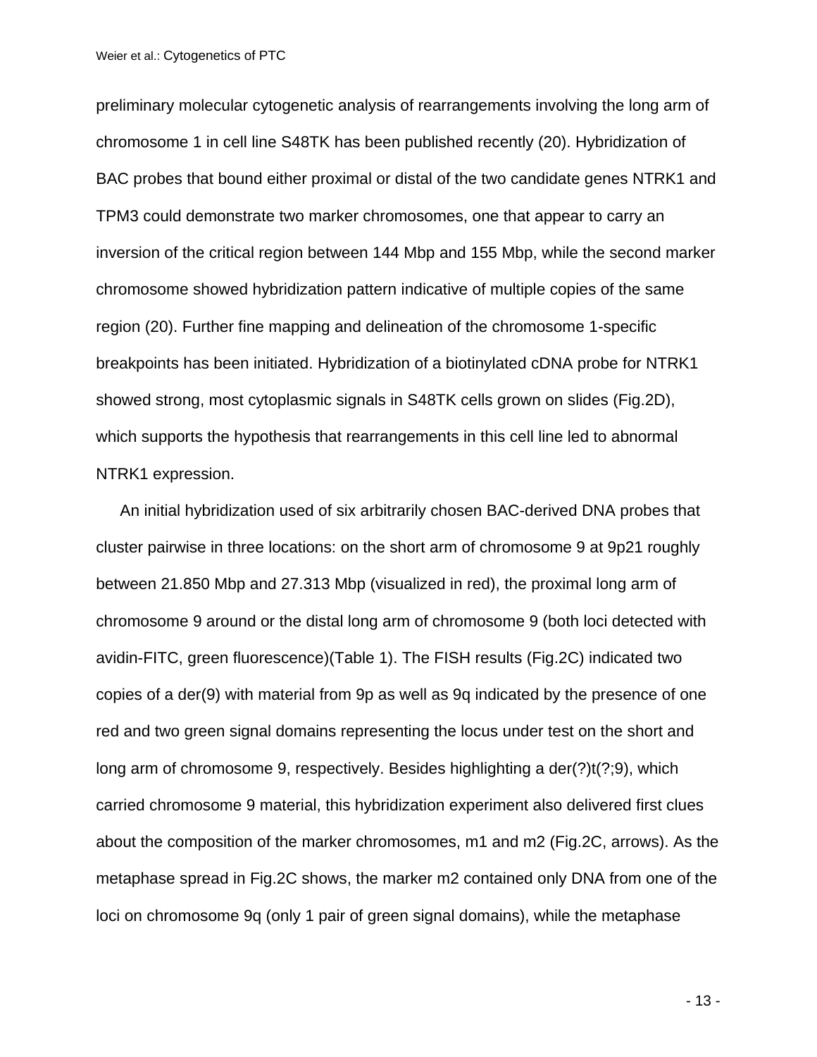preliminary molecular cytogenetic analysis of rearrangements involving the long arm of chromosome 1 in cell line S48TK has been published recently (20). Hybridization of BAC probes that bound either proximal or distal of the two candidate genes NTRK1 and TPM3 could demonstrate two marker chromosomes, one that appear to carry an inversion of the critical region between 144 Mbp and 155 Mbp, while the second marker chromosome showed hybridization pattern indicative of multiple copies of the same region (20). Further fine mapping and delineation of the chromosome 1-specific breakpoints has been initiated. Hybridization of a biotinylated cDNA probe for NTRK1 showed strong, most cytoplasmic signals in S48TK cells grown on slides (Fig.2D), which supports the hypothesis that rearrangements in this cell line led to abnormal NTRK1 expression.

An initial hybridization used of six arbitrarily chosen BAC-derived DNA probes that cluster pairwise in three locations: on the short arm of chromosome 9 at 9p21 roughly between 21.850 Mbp and 27.313 Mbp (visualized in red), the proximal long arm of chromosome 9 around or the distal long arm of chromosome 9 (both loci detected with avidin-FITC, green fluorescence)(Table 1). The FISH results (Fig.2C) indicated two copies of a der(9) with material from 9p as well as 9q indicated by the presence of one red and two green signal domains representing the locus under test on the short and long arm of chromosome 9, respectively. Besides highlighting a der(?)t(?;9), which carried chromosome 9 material, this hybridization experiment also delivered first clues about the composition of the marker chromosomes, m1 and m2 (Fig.2C, arrows). As the metaphase spread in Fig.2C shows, the marker m2 contained only DNA from one of the loci on chromosome 9q (only 1 pair of green signal domains), while the metaphase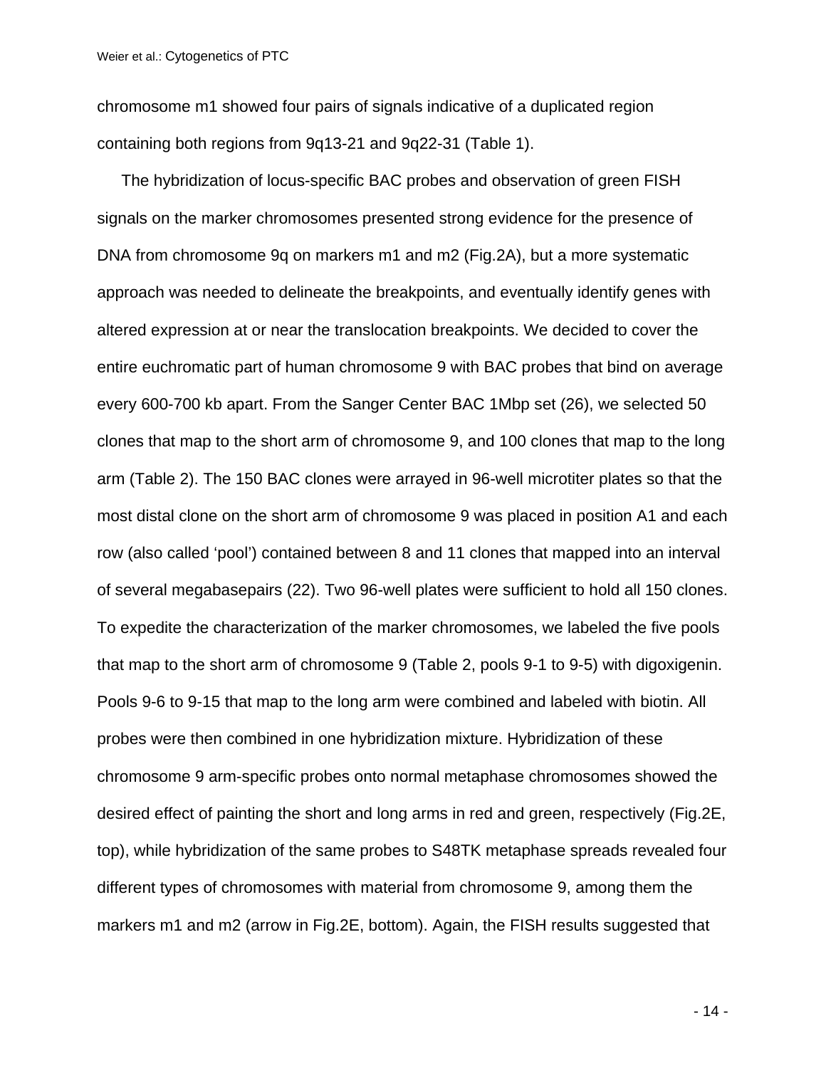chromosome m1 showed four pairs of signals indicative of a duplicated region containing both regions from 9q13-21 and 9q22-31 (Table 1).

The hybridization of locus-specific BAC probes and observation of green FISH signals on the marker chromosomes presented strong evidence for the presence of DNA from chromosome 9q on markers m1 and m2 (Fig.2A), but a more systematic approach was needed to delineate the breakpoints, and eventually identify genes with altered expression at or near the translocation breakpoints. We decided to cover the entire euchromatic part of human chromosome 9 with BAC probes that bind on average every 600-700 kb apart. From the Sanger Center BAC 1Mbp set (26), we selected 50 clones that map to the short arm of chromosome 9, and 100 clones that map to the long arm (Table 2). The 150 BAC clones were arrayed in 96-well microtiter plates so that the most distal clone on the short arm of chromosome 9 was placed in position A1 and each row (also called 'pool') contained between 8 and 11 clones that mapped into an interval of several megabasepairs (22). Two 96-well plates were sufficient to hold all 150 clones. To expedite the characterization of the marker chromosomes, we labeled the five pools that map to the short arm of chromosome 9 (Table 2, pools 9-1 to 9-5) with digoxigenin. Pools 9-6 to 9-15 that map to the long arm were combined and labeled with biotin. All probes were then combined in one hybridization mixture. Hybridization of these chromosome 9 arm-specific probes onto normal metaphase chromosomes showed the desired effect of painting the short and long arms in red and green, respectively (Fig.2E, top), while hybridization of the same probes to S48TK metaphase spreads revealed four different types of chromosomes with material from chromosome 9, among them the markers m1 and m2 (arrow in Fig.2E, bottom). Again, the FISH results suggested that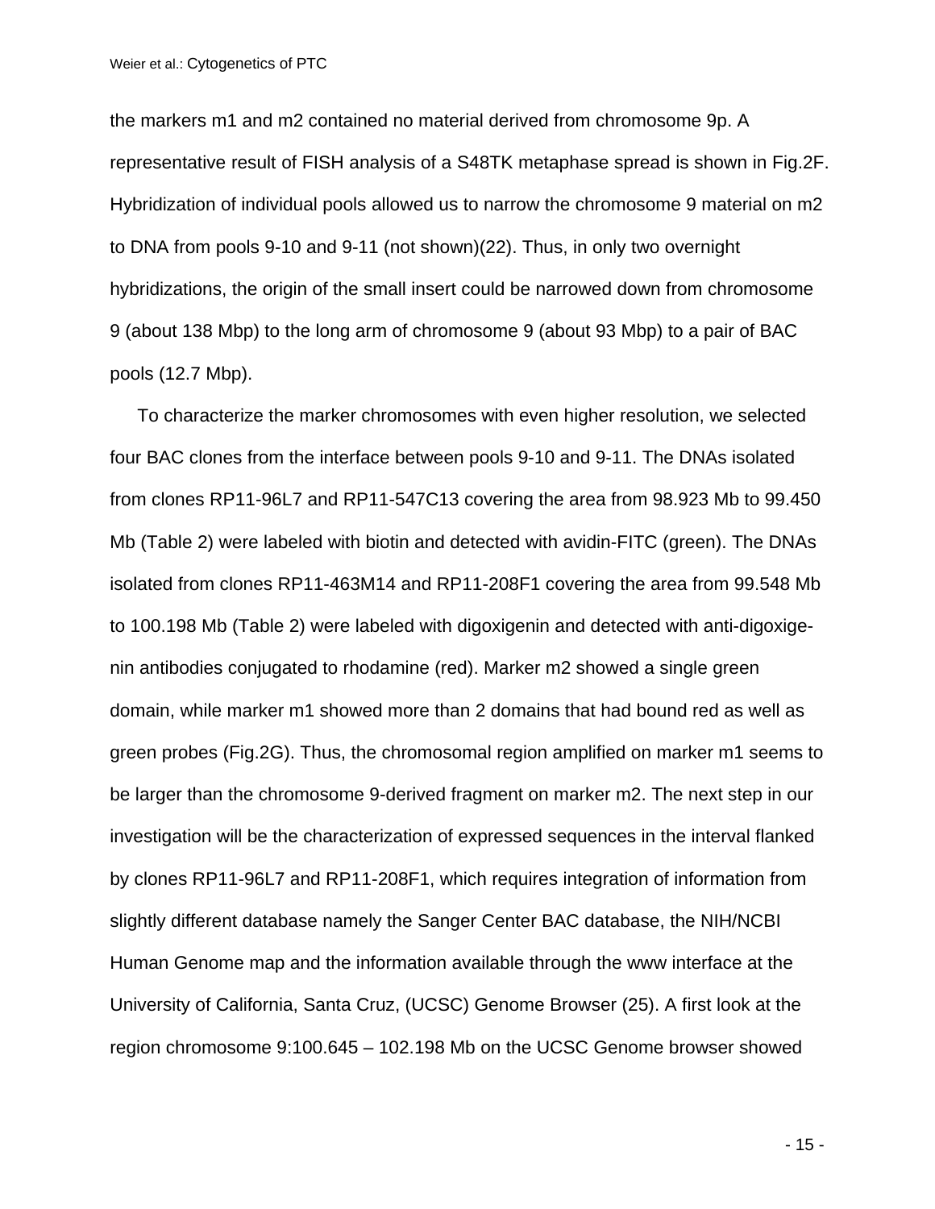the markers m1 and m2 contained no material derived from chromosome 9p. A representative result of FISH analysis of a S48TK metaphase spread is shown in Fig.2F. Hybridization of individual pools allowed us to narrow the chromosome 9 material on m2 to DNA from pools 9-10 and 9-11 (not shown)(22). Thus, in only two overnight hybridizations, the origin of the small insert could be narrowed down from chromosome 9 (about 138 Mbp) to the long arm of chromosome 9 (about 93 Mbp) to a pair of BAC pools (12.7 Mbp).

To characterize the marker chromosomes with even higher resolution, we selected four BAC clones from the interface between pools 9-10 and 9-11. The DNAs isolated from clones RP11-96L7 and RP11-547C13 covering the area from 98.923 Mb to 99.450 Mb (Table 2) were labeled with biotin and detected with avidin-FITC (green). The DNAs isolated from clones RP11-463M14 and RP11-208F1 covering the area from 99.548 Mb to 100.198 Mb (Table 2) were labeled with digoxigenin and detected with anti-digoxigenin antibodies conjugated to rhodamine (red). Marker m2 showed a single green domain, while marker m1 showed more than 2 domains that had bound red as well as green probes (Fig.2G). Thus, the chromosomal region amplified on marker m1 seems to be larger than the chromosome 9-derived fragment on marker m2. The next step in our investigation will be the characterization of expressed sequences in the interval flanked by clones RP11-96L7 and RP11-208F1, which requires integration of information from slightly different database namely the Sanger Center BAC database, the NIH/NCBI Human Genome map and the information available through the www interface at the University of California, Santa Cruz, (UCSC) Genome Browser (25). A first look at the region chromosome 9:100.645 – 102.198 Mb on the UCSC Genome browser showed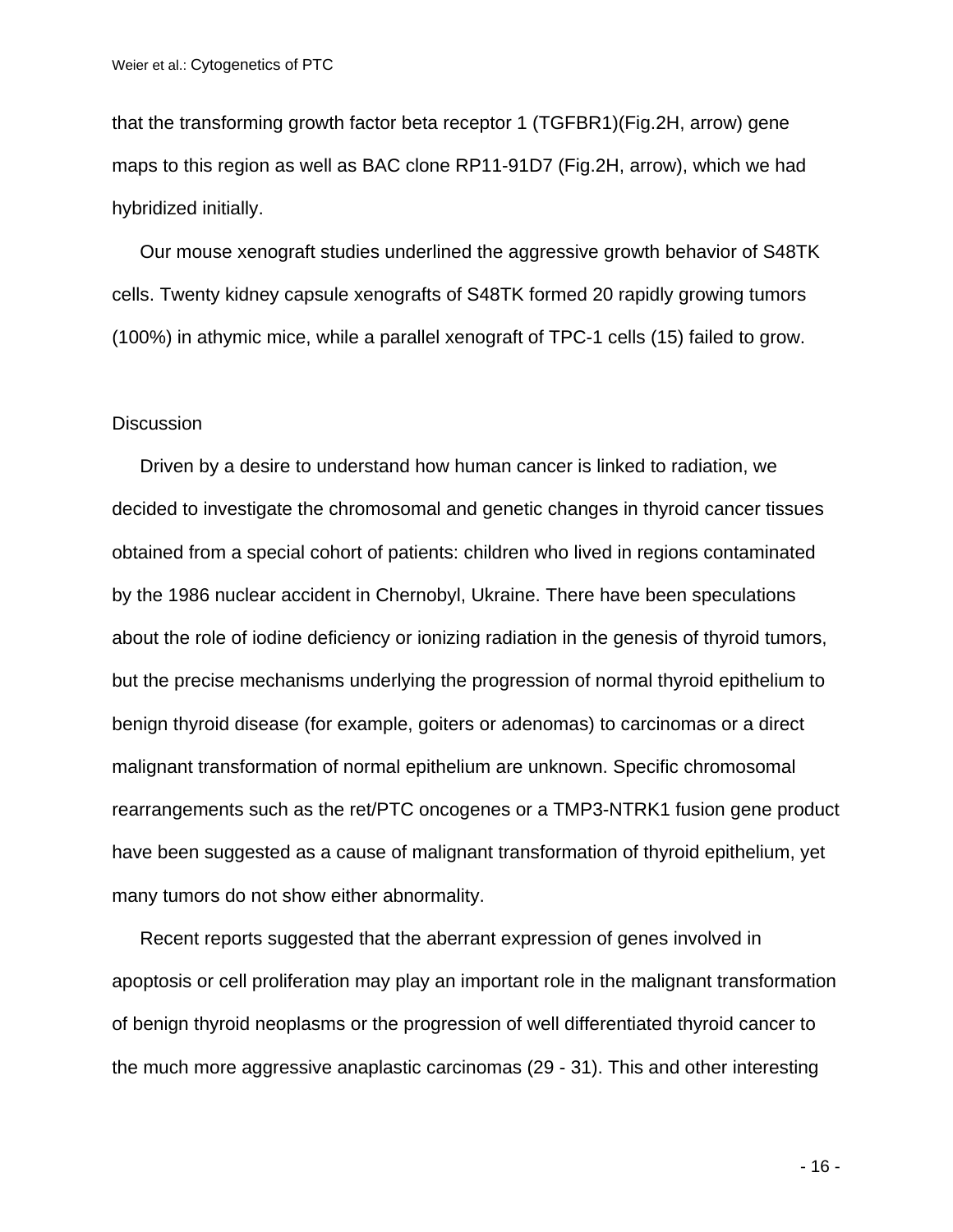that the transforming growth factor beta receptor 1 (TGFBR1)(Fig.2H, arrow) gene maps to this region as well as BAC clone RP11-91D7 (Fig.2H, arrow), which we had hybridized initially.

Our mouse xenograft studies underlined the aggressive growth behavior of S48TK cells. Twenty kidney capsule xenografts of S48TK formed 20 rapidly growing tumors (100%) in athymic mice, while a parallel xenograft of TPC-1 cells (15) failed to grow.

## Discussion

Driven by a desire to understand how human cancer is linked to radiation, we decided to investigate the chromosomal and genetic changes in thyroid cancer tissues obtained from a special cohort of patients: children who lived in regions contaminated by the 1986 nuclear accident in Chernobyl, Ukraine. There have been speculations about the role of iodine deficiency or ionizing radiation in the genesis of thyroid tumors, but the precise mechanisms underlying the progression of normal thyroid epithelium to benign thyroid disease (for example, goiters or adenomas) to carcinomas or a direct malignant transformation of normal epithelium are unknown. Specific chromosomal rearrangements such as the ret/PTC oncogenes or a TMP3-NTRK1 fusion gene product have been suggested as a cause of malignant transformation of thyroid epithelium, yet many tumors do not show either abnormality.

Recent reports suggested that the aberrant expression of genes involved in apoptosis or cell proliferation may play an important role in the malignant transformation of benign thyroid neoplasms or the progression of well differentiated thyroid cancer to the much more aggressive anaplastic carcinomas (29 - 31). This and other interesting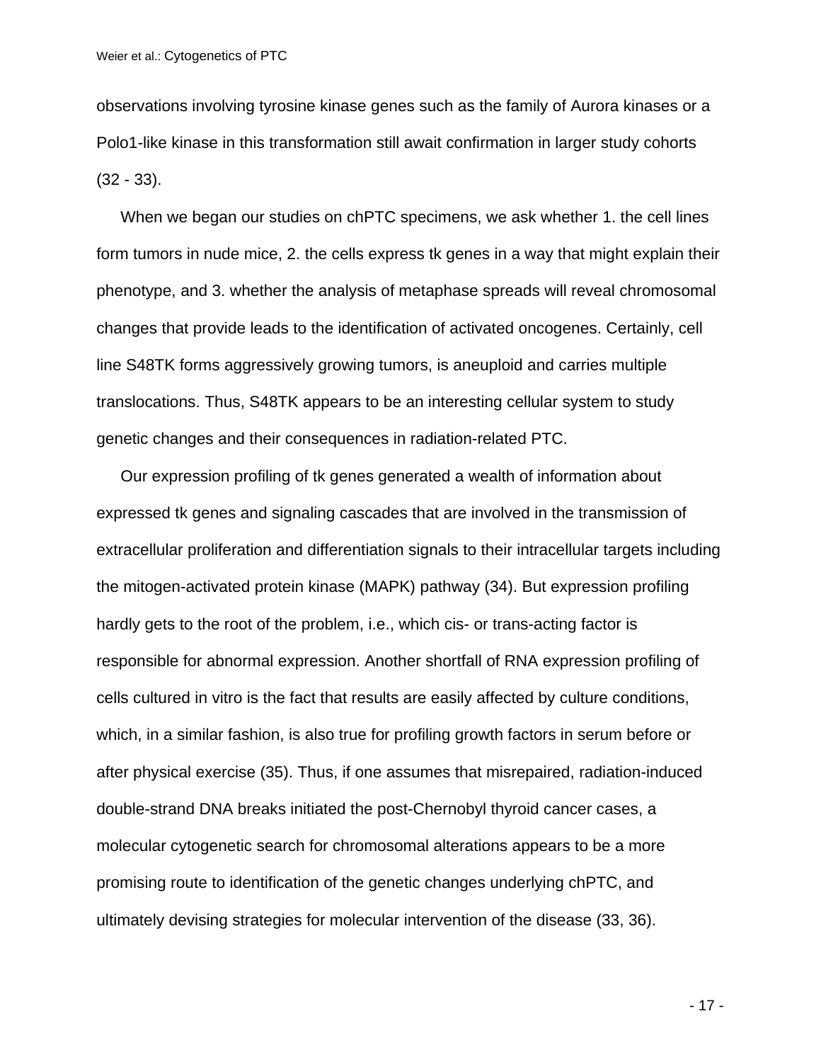observations involving tyrosine kinase genes such as the family of Aurora kinases or a Polo1-like kinase in this transformation still await confirmation in larger study cohorts (32 - 33).

When we began our studies on chPTC specimens, we ask whether 1. the cell lines form tumors in nude mice, 2. the cells express tk genes in a way that might explain their phenotype, and 3. whether the analysis of metaphase spreads will reveal chromosomal changes that provide leads to the identification of activated oncogenes. Certainly, cell line S48TK forms aggressively growing tumors, is aneuploid and carries multiple translocations. Thus, S48TK appears to be an interesting cellular system to study genetic changes and their consequences in radiation-related PTC.

Our expression profiling of tk genes generated a wealth of information about expressed tk genes and signaling cascades that are involved in the transmission of extracellular proliferation and differentiation signals to their intracellular targets including the mitogen-activated protein kinase (MAPK) pathway (34). But expression profiling hardly gets to the root of the problem, i.e., which cis- or trans-acting factor is responsible for abnormal expression. Another shortfall of RNA expression profiling of cells cultured in vitro is the fact that results are easily affected by culture conditions, which, in a similar fashion, is also true for profiling growth factors in serum before or after physical exercise (35). Thus, if one assumes that misrepaired, radiation-induced double-strand DNA breaks initiated the post-Chernobyl thyroid cancer cases, a molecular cytogenetic search for chromosomal alterations appears to be a more promising route to identification of the genetic changes underlying chPTC, and ultimately devising strategies for molecular intervention of the disease (33, 36).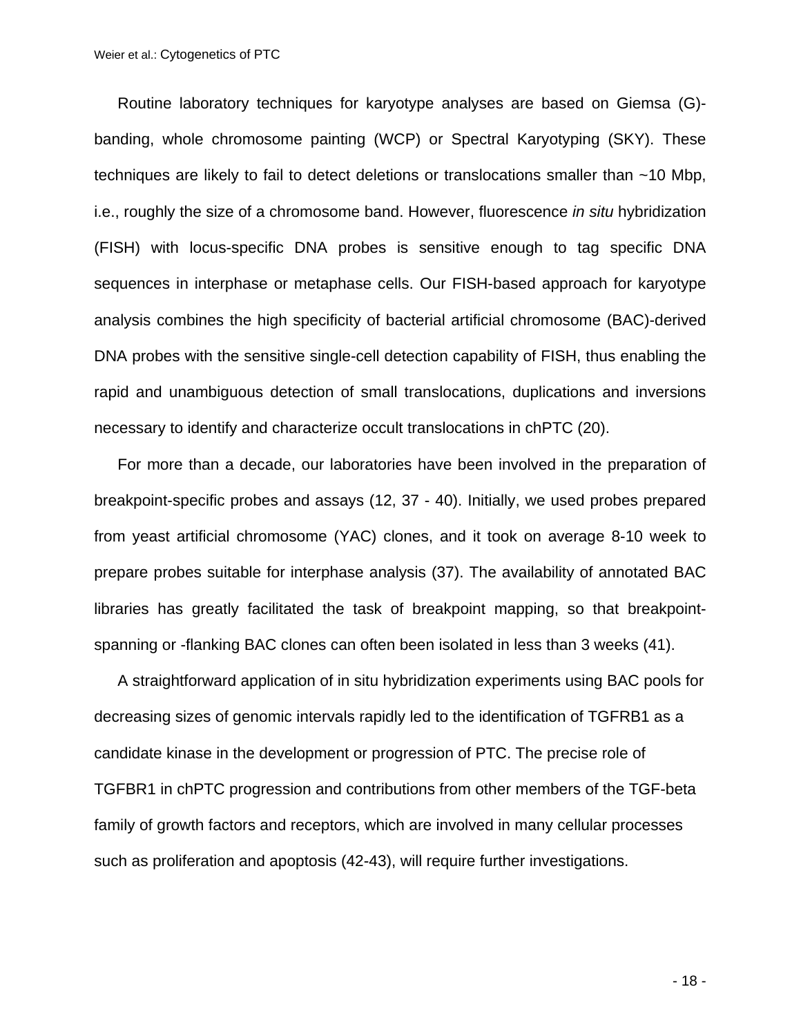Routine laboratory techniques for karyotype analyses are based on Giemsa (G)-banding, whole chromosome painting (WCP) or Spectral Karyotyping (SKY). These techniques are likely to fail to detect deletions or translocations smaller than ~10 Mbp, i.e., roughly the size of a chromosome band. However, fluorescence *in situ* hybridization (FISH) with locus-specific DNA probes is sensitive enough to tag specific DNA sequences in interphase or metaphase cells. Our FISH-based approach for karyotype analysis combines the high specificity of bacterial artificial chromosome (BAC)-derived DNA probes with the sensitive single-cell detection capability of FISH, thus enabling the rapid and unambiguous detection of small translocations, duplications and inversions necessary to identify and characterize occult translocations in chPTC (20).

For more than a decade, our laboratories have been involved in the preparation of breakpoint-specific probes and assays (12, 37 - 40). Initially, we used probes prepared from yeast artificial chromosome (YAC) clones, and it took on average 8-10 week to prepare probes suitable for interphase analysis (37). The availability of annotated BAC libraries has greatly facilitated the task of breakpoint mapping, so that breakpoint-spanning or -flanking BAC clones can often been isolated in less than 3 weeks (41).

A straightforward application of in situ hybridization experiments using BAC pools for decreasing sizes of genomic intervals rapidly led to the identification of TGFRB1 as a candidate kinase in the development or progression of PTC. The precise role of TGFBR1 in chPTC progression and contributions from other members of the TGF-beta family of growth factors and receptors, which are involved in many cellular processes such as proliferation and apoptosis (42-43), will require further investigations.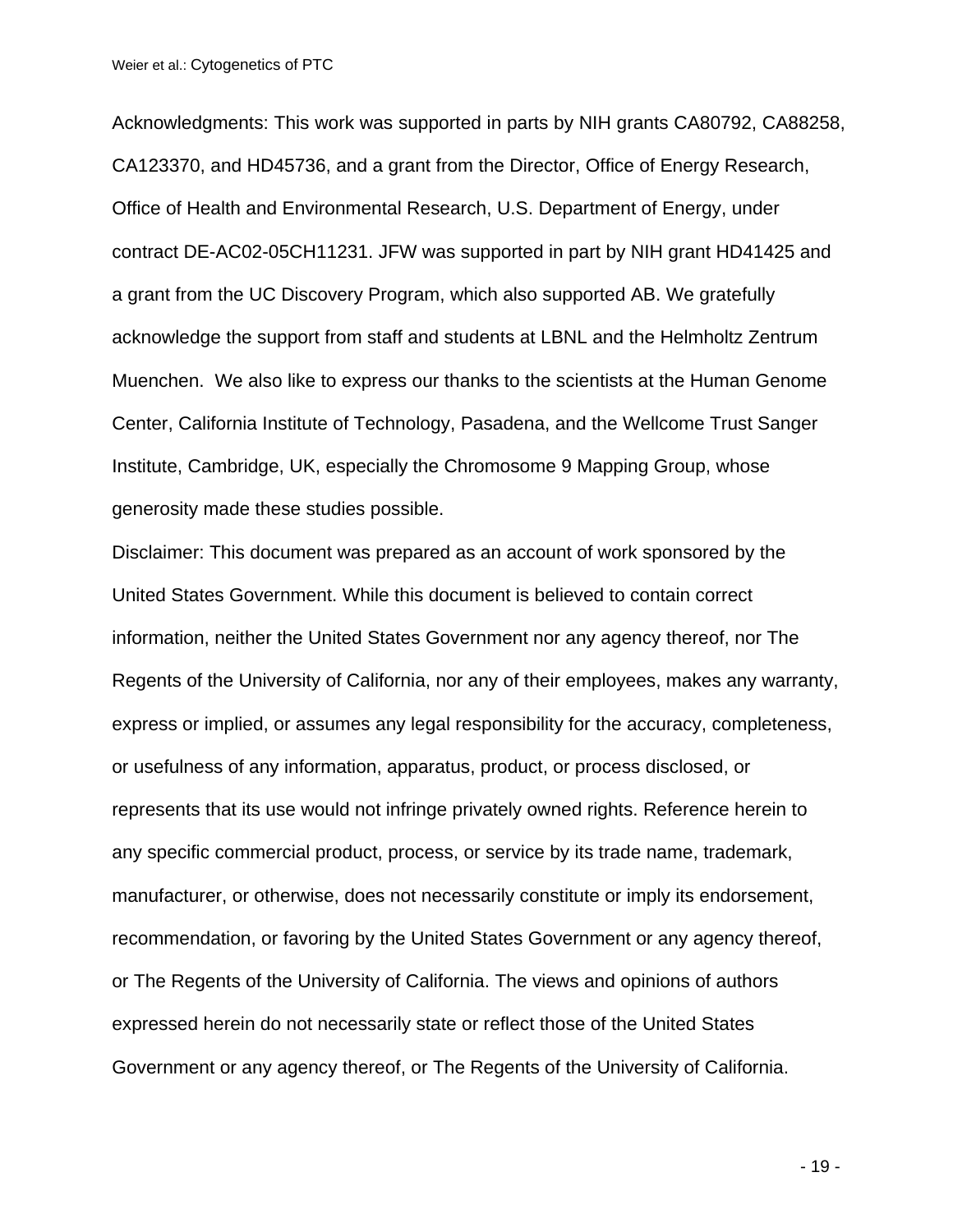Acknowledgments: This work was supported in parts by NIH grants CA80792, CA88258, CA123370, and HD45736, and a grant from the Director, Office of Energy Research, Office of Health and Environmental Research, U.S. Department of Energy, under contract DE-AC02-05CH11231. JFW was supported in part by NIH grant HD41425 and a grant from the UC Discovery Program, which also supported AB. We gratefully acknowledge the support from staff and students at LBNL and the Helmholtz Zentrum Muenchen. We also like to express our thanks to the scientists at the Human Genome Center, California Institute of Technology, Pasadena, and the Wellcome Trust Sanger Institute, Cambridge, UK, especially the Chromosome 9 Mapping Group, whose generosity made these studies possible.

Disclaimer: This document was prepared as an account of work sponsored by the United States Government. While this document is believed to contain correct information, neither the United States Government nor any agency thereof, nor The Regents of the University of California, nor any of their employees, makes any warranty, express or implied, or assumes any legal responsibility for the accuracy, completeness, or usefulness of any information, apparatus, product, or process disclosed, or represents that its use would not infringe privately owned rights. Reference herein to any specific commercial product, process, or service by its trade name, trademark, manufacturer, or otherwise, does not necessarily constitute or imply its endorsement, recommendation, or favoring by the United States Government or any agency thereof, or The Regents of the University of California. The views and opinions of authors expressed herein do not necessarily state or reflect those of the United States Government or any agency thereof, or The Regents of the University of California.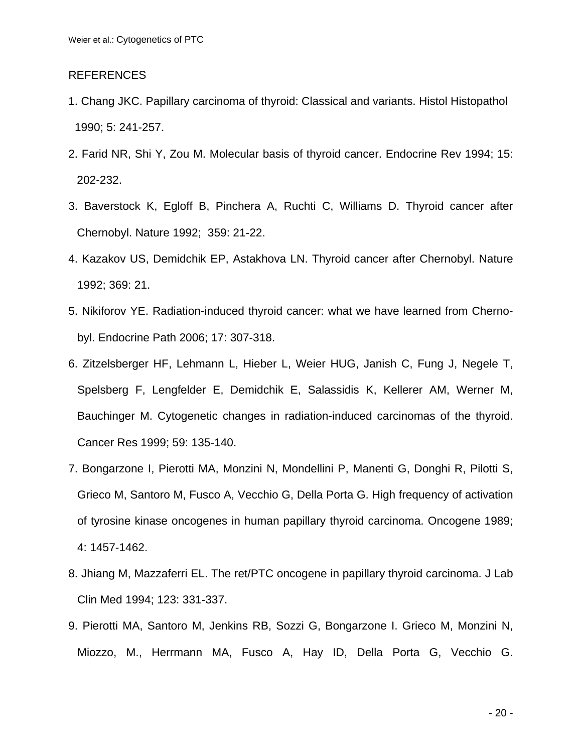REFERENCES

1. Chang JKC. Papillary carcinoma of thyroid: Classical and variants. Histol Histopathol 1990; 5: 241-257.
2. Farid NR, Shi Y, Zou M. Molecular basis of thyroid cancer. Endocrine Rev 1994; 15: 202-232.
3. Baverstock K, Egloff B, Pinchera A, Ruchti C, Williams D. Thyroid cancer after Chernobyl. Nature 1992; 359: 21-22.
4. Kazakov US, Demidchik EP, Astakhova LN. Thyroid cancer after Chernobyl. Nature 1992; 369: 21.
5. Nikiforov YE. Radiation-induced thyroid cancer: what we have learned from Chernobyl. Endocrine Path 2006; 17: 307-318.
6. Zitzelsberger HF, Lehmann L, Hieber L, Weier HUG, Janish C, Fung J, Negele T, Spelsberg F, Lengfelder E, Demidchik E, Salassidis K, Kellerer AM, Werner M, Bauchinger M. Cytogenetic changes in radiation-induced carcinomas of the thyroid. Cancer Res 1999; 59: 135-140.
7. Bongarzone I, Pierotti MA, Monzini N, Mondellini P, Manenti G, Donghi R, Pilotti S, Grieco M, Santoro M, Fusco A, Vecchio G, Della Porta G. High frequency of activation of tyrosine kinase oncogenes in human papillary thyroid carcinoma. Oncogene 1989; 4: 1457-1462.
8. Jhiang M, Mazzaferri EL. The ret/PTC oncogene in papillary thyroid carcinoma. J Lab Clin Med 1994; 123: 331-337.
9. Pierotti MA, Santoro M, Jenkins RB, Sozzi G, Bongarzone I. Grieco M, Monzini N, Miozzo, M., Herrmann MA, Fusco A, Hay ID, Della Porta G, Vecchio G.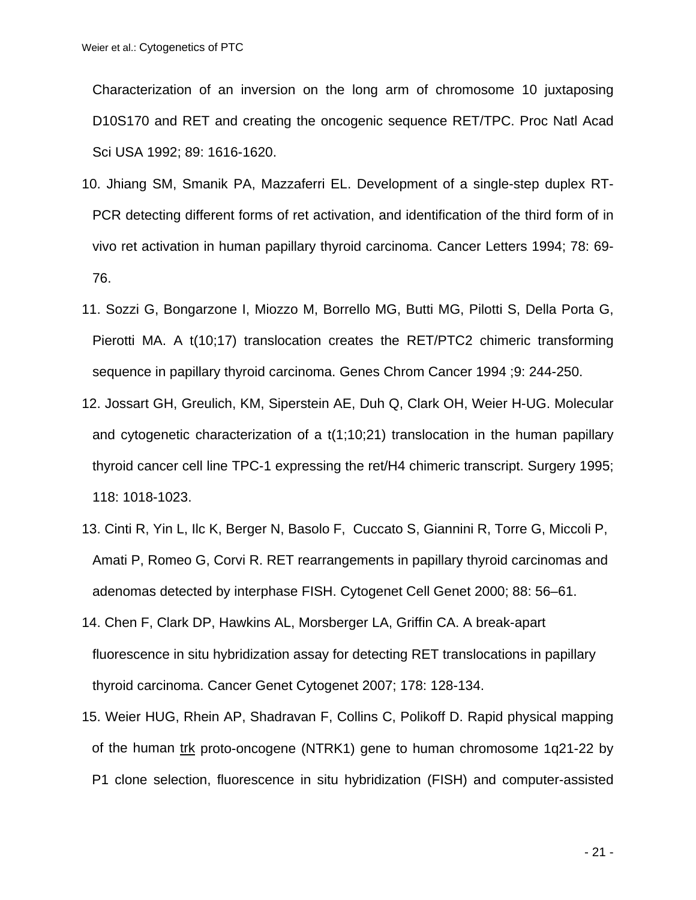Characterization of an inversion on the long arm of chromosome 10 juxtaposing D10S170 and RET and creating the oncogenic sequence RET/TPC. Proc Natl Acad Sci USA 1992; 89: 1616-1620.

10. Jhiang SM, Smanik PA, Mazzaferri EL. Development of a single-step duplex RT-PCR detecting different forms of ret activation, and identification of the third form of in vivo ret activation in human papillary thyroid carcinoma. Cancer Letters 1994; 78: 69-76.
11. Sozzi G, Bongarzone I, Miozzo M, Borrello MG, Butti MG, Pilotti S, Della Porta G, Pierotti MA. A t(10;17) translocation creates the RET/PTC2 chimeric transforming sequence in papillary thyroid carcinoma. Genes Chrom Cancer 1994 ;9: 244-250.
12. Jossart GH, Greulich, KM, Siperstein AE, Duh Q, Clark OH, Weier H-UG. Molecular and cytogenetic characterization of a t(1;10;21) translocation in the human papillary thyroid cancer cell line TPC-1 expressing the ret/H4 chimeric transcript. Surgery 1995; 118: 1018-1023.
13. Cinti R, Yin L, Ilc K, Berger N, Basolo F, Cuccato S, Giannini R, Torre G, Miccoli P, Amati P, Romeo G, Corvi R. RET rearrangements in papillary thyroid carcinomas and adenomas detected by interphase FISH. Cytogenet Cell Genet 2000; 88: 56–61.
14. Chen F, Clark DP, Hawkins AL, Morsberger LA, Griffin CA. A break-apart fluorescence in situ hybridization assay for detecting RET translocations in papillary thyroid carcinoma. Cancer Genet Cytogenet 2007; 178: 128-134.
15. Weier HUG, Rhein AP, Shadravan F, Collins C, Polikoff D. Rapid physical mapping of the human trk proto-oncogene (NTRK1) gene to human chromosome 1q21-22 by P1 clone selection, fluorescence in situ hybridization (FISH) and computer-assisted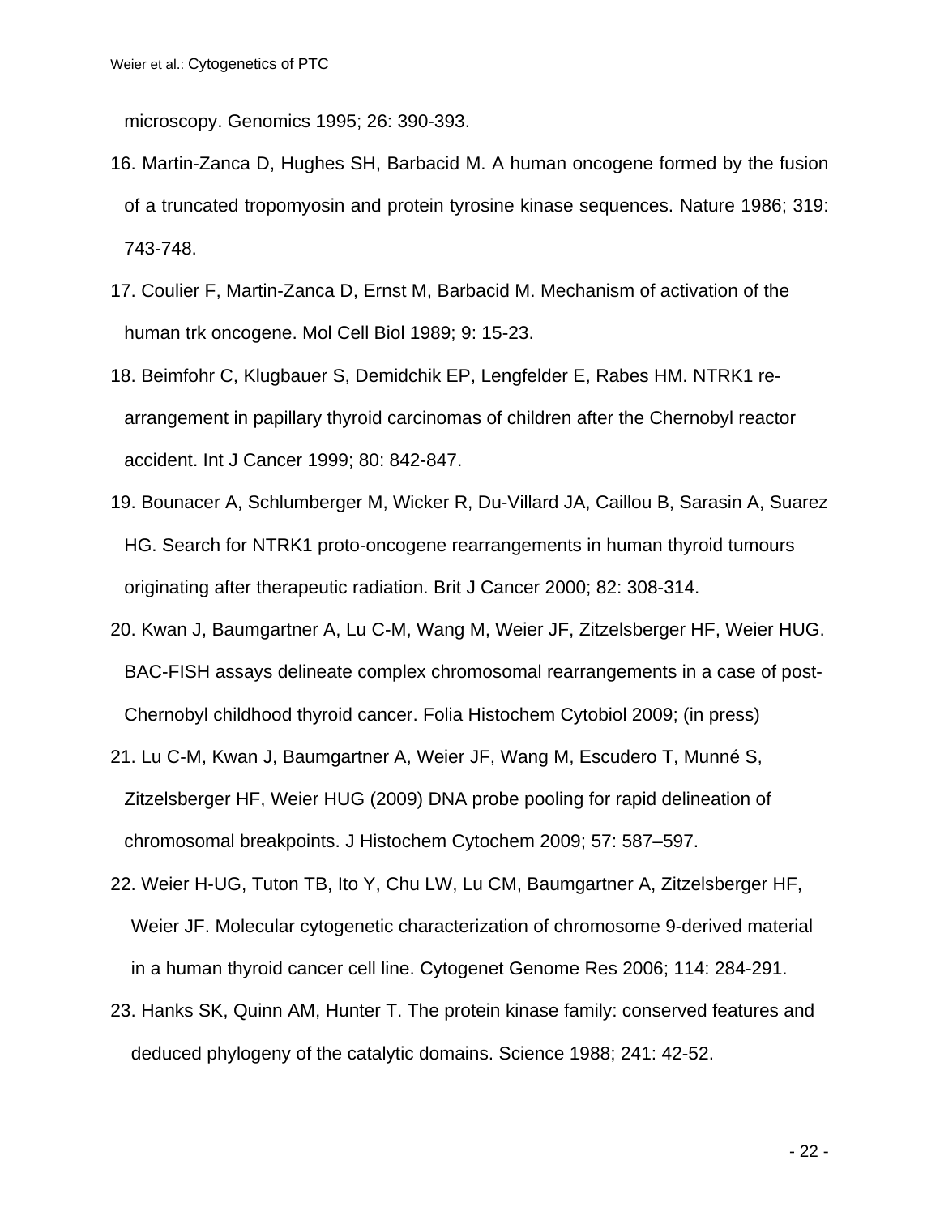microscopy. Genomics 1995; 26: 390-393.

16. Martin-Zanca D, Hughes SH, Barbacid M. A human oncogene formed by the fusion of a truncated tropomyosin and protein tyrosine kinase sequences. Nature 1986; 319: 743-748.
17. Coulier F, Martin-Zanca D, Ernst M, Barbacid M. Mechanism of activation of the human trk oncogene. Mol Cell Biol 1989; 9: 15-23.
18. Beimfohr C, Klugbauer S, Demidchik EP, Lengfelder E, Rabes HM. NTRK1 re-arrangement in papillary thyroid carcinomas of children after the Chernobyl reactor accident. Int J Cancer 1999; 80: 842-847.
19. Bounacer A, Schlumberger M, Wicker R, Du-Villard JA, Caillou B, Sarasin A, Suarez HG. Search for NTRK1 proto-oncogene rearrangements in human thyroid tumours originating after therapeutic radiation. Brit J Cancer 2000; 82: 308-314.
20. Kwan J, Baumgartner A, Lu C-M, Wang M, Weier JF, Zitzelsberger HF, Weier HUG. BAC-FISH assays delineate complex chromosomal rearrangements in a case of post-Chernobyl childhood thyroid cancer. Folia Histochem Cytobiol 2009; (in press)
21. Lu C-M, Kwan J, Baumgartner A, Weier JF, Wang M, Escudero T, Munné S, Zitzelsberger HF, Weier HUG (2009) DNA probe pooling for rapid delineation of chromosomal breakpoints. J Histochem Cytochem 2009; 57: 587–597.
22. Weier H-UG, Tuton TB, Ito Y, Chu LW, Lu CM, Baumgartner A, Zitzelsberger HF, Weier JF. Molecular cytogenetic characterization of chromosome 9-derived material in a human thyroid cancer cell line. Cytogenet Genome Res 2006; 114: 284-291.
23. Hanks SK, Quinn AM, Hunter T. The protein kinase family: conserved features and deduced phylogeny of the catalytic domains. Science 1988; 241: 42-52.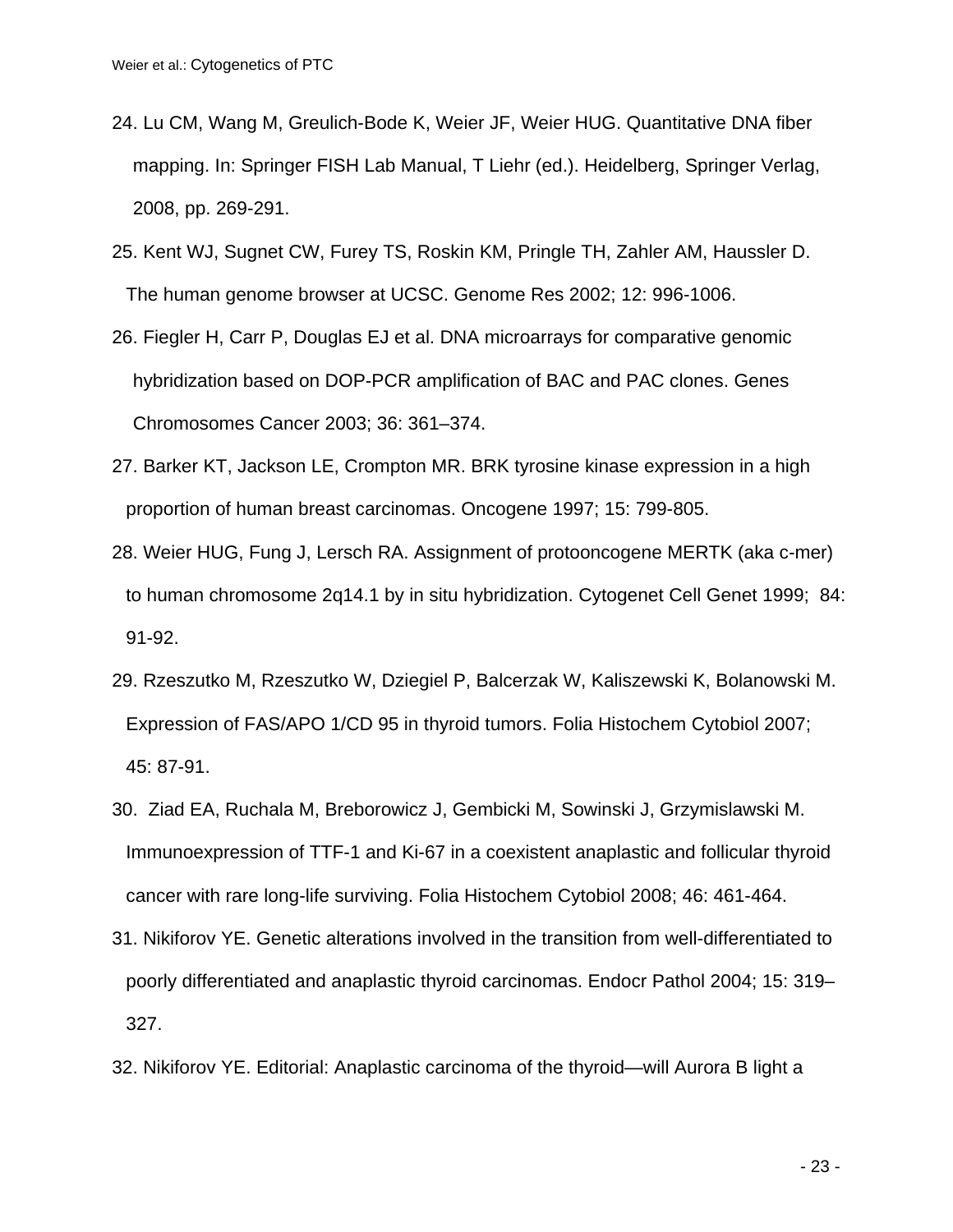24. Lu CM, Wang M, Greulich-Bode K, Weier JF, Weier HUG. Quantitative DNA fiber mapping. In: Springer FISH Lab Manual, T Liehr (ed.). Heidelberg, Springer Verlag, 2008, pp. 269-291.

25. Kent WJ, Sugnet CW, Furey TS, Roskin KM, Pringle TH, Zahler AM, Haussler D. The human genome browser at UCSC. Genome Res 2002; 12: 996-1006.

26. Fiegler H, Carr P, Douglas EJ et al. DNA microarrays for comparative genomic hybridization based on DOP-PCR amplification of BAC and PAC clones. Genes Chromosomes Cancer 2003; 36: 361–374.

27. Barker KT, Jackson LE, Crompton MR. BRK tyrosine kinase expression in a high proportion of human breast carcinomas. Oncogene 1997; 15: 799-805.

28. Weier HUG, Fung J, Lersch RA. Assignment of protooncogene MERTK (aka c-mer) to human chromosome 2q14.1 by in situ hybridization. Cytogenet Cell Genet 1999; 84: 91-92.

29. Rzeszutko M, Rzeszutko W, Dziegiel P, Balcerzak W, Kaliszewski K, Bolanowski M. Expression of FAS/APO 1/CD 95 in thyroid tumors. Folia Histochem Cytobiol 2007; 45: 87-91.

30. Ziad EA, Ruchala M, Breborowicz J, Gembicki M, Sowinski J, Grzymislawski M. Immunoexpression of TTF-1 and Ki-67 in a coexistent anaplastic and follicular thyroid cancer with rare long-life surviving. Folia Histochem Cytobiol 2008; 46: 461-464.

31. Nikiforov YE. Genetic alterations involved in the transition from well-differentiated to poorly differentiated and anaplastic thyroid carcinomas. Endocr Pathol 2004; 15: 319–327.

32. Nikiforov YE. Editorial: Anaplastic carcinoma of the thyroid—will Aurora B light a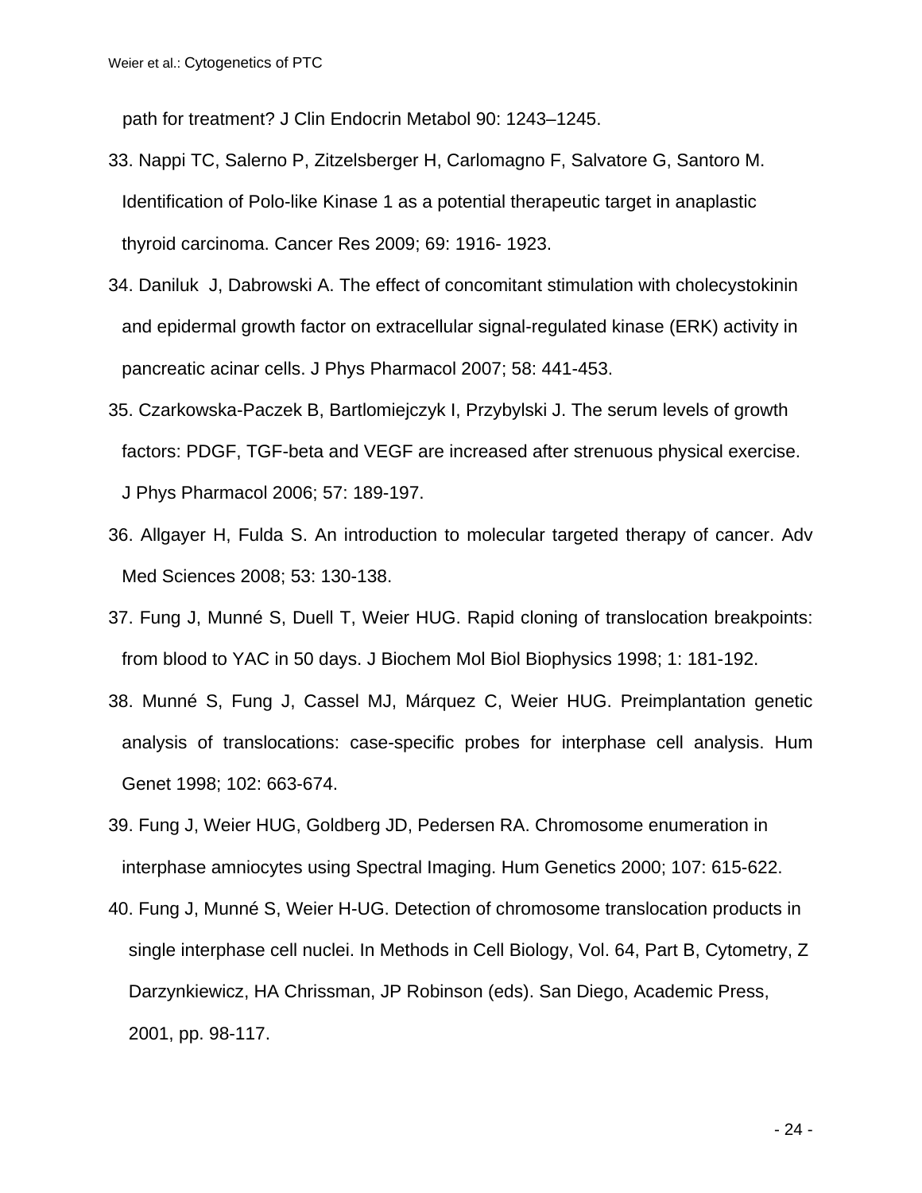path for treatment? J Clin Endocrin Metabol 90: 1243–1245.

33. Nappi TC, Salerno P, Zitzelsberger H, Carlomagno F, Salvatore G, Santoro M. Identification of Polo-like Kinase 1 as a potential therapeutic target in anaplastic thyroid carcinoma. Cancer Res 2009; 69: 1916- 1923.

34. Daniluk J, Dabrowski A. The effect of concomitant stimulation with cholecystokinin and epidermal growth factor on extracellular signal-regulated kinase (ERK) activity in pancreatic acinar cells. J Phys Pharmacol 2007; 58: 441-453.

35. Czarkowska-Paczek B, Bartlomiejczyk I, Przybylski J. The serum levels of growth factors: PDGF, TGF-beta and VEGF are increased after strenuous physical exercise. J Phys Pharmacol 2006; 57: 189-197.

36. Allgayer H, Fulda S. An introduction to molecular targeted therapy of cancer. Adv Med Sciences 2008; 53: 130-138.

37. Fung J, Munné S, Duell T, Weier HUG. Rapid cloning of translocation breakpoints: from blood to YAC in 50 days. J Biochem Mol Biol Biophysics 1998; 1: 181-192.

38. Munné S, Fung J, Cassel MJ, Márquez C, Weier HUG. Preimplantation genetic analysis of translocations: case-specific probes for interphase cell analysis. Hum Genet 1998; 102: 663-674.

39. Fung J, Weier HUG, Goldberg JD, Pedersen RA. Chromosome enumeration in interphase amniocytes using Spectral Imaging. Hum Genetics 2000; 107: 615-622.

40. Fung J, Munné S, Weier H-UG. Detection of chromosome translocation products in single interphase cell nuclei. In Methods in Cell Biology, Vol. 64, Part B, Cytometry, Z Darzynkiewicz, HA Chrissman, JP Robinson (eds). San Diego, Academic Press, 2001, pp. 98-117.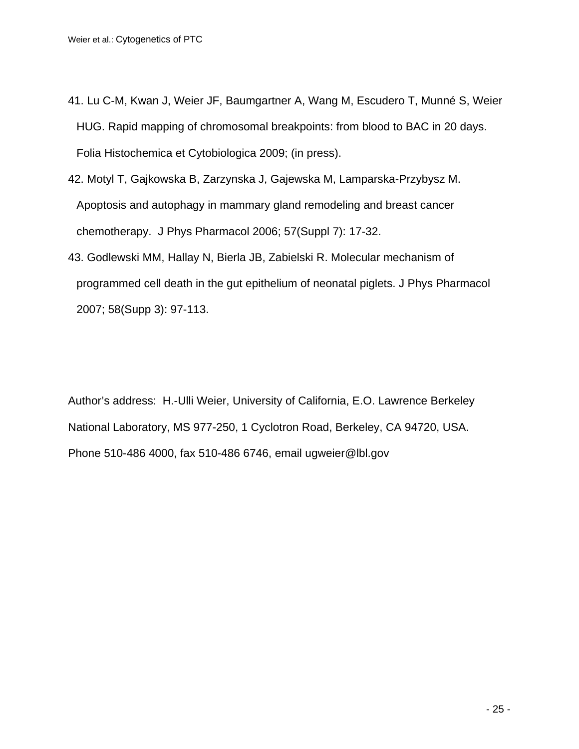41. Lu C-M, Kwan J, Weier JF, Baumgartner A, Wang M, Escudero T, Munné S, Weier HUG. Rapid mapping of chromosomal breakpoints: from blood to BAC in 20 days. Folia Histochemica et Cytobiologica 2009; (in press).
42. Motyl T, Gajkowska B, Zarzynska J, Gajewska M, Lamparska-Przybysz M. Apoptosis and autophagy in mammary gland remodeling and breast cancer chemotherapy. J Phys Pharmacol 2006; 57(Suppl 7): 17-32.
43. Godlewski MM, Hallay N, Bierla JB, Zabielski R. Molecular mechanism of programmed cell death in the gut epithelium of neonatal piglets. J Phys Pharmacol 2007; 58(Supp 3): 97-113.

Author's address: H.-Ulli Weier, University of California, E.O. Lawrence Berkeley National Laboratory, MS 977-250, 1 Cyclotron Road, Berkeley, CA 94720, USA. Phone 510-486 4000, fax 510-486 6746, email ugweier@lbl.gov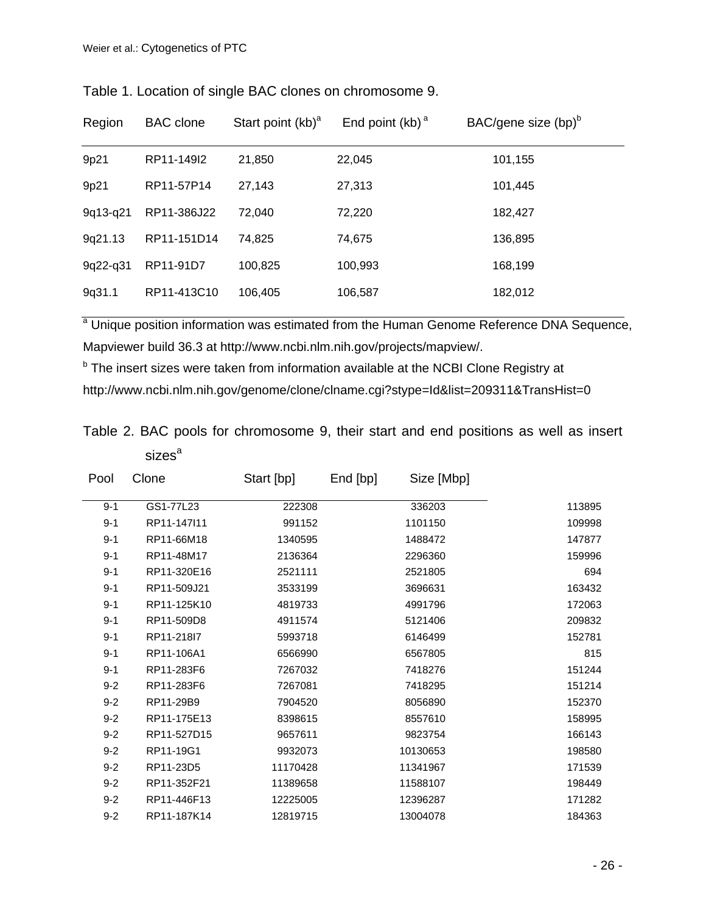Table 1. Location of single BAC clones on chromosome 9.

| Region | BAC clone | Start point (kb)[a] | End point (kb)[a] | BAC/gene size (bp)[b] |
|---|---|---|---|---|
| 9p21 | RP11-149I2 | 21,850 | 22,045 | 101,155 |
| 9p21 | RP11-57P14 | 27,143 | 27,313 | 101,445 |
| 9q13-q21 | RP11-386J22 | 72,040 | 72,220 | 182,427 |
| 9q21.13 | RP11-151D14 | 74,825 | 74,675 | 136,895 |
| 9q22-q31 | RP11-91D7 | 100,825 | 100,993 | 168,199 |
| 9q31.1 | RP11-413C10 | 106,405 | 106,587 | 182,012 |

[a] Unique position information was estimated from the Human Genome Reference DNA Sequence, Mapviewer build 36.3 at http://www.ncbi.nlm.nih.gov/projects/mapview/.

[b] The insert sizes were taken from information available at the NCBI Clone Registry at http://www.ncbi.nlm.nih.gov/genome/clone/clname.cgi?stype=Id&list=209311&TransHist=0

Table 2. BAC pools for chromosome 9, their start and end positions as well as insert sizes[a]

| Pool | Clone | Start [bp] | End [bp] | Size [Mbp] |
|---|---|---|---|---|
| 9-1 | GS1-77L23 | 222308 | 336203 | 113895 |
| 9-1 | RP11-147I11 | 991152 | 1101150 | 109998 |
| 9-1 | RP11-66M18 | 1340595 | 1488472 | 147877 |
| 9-1 | RP11-48M17 | 2136364 | 2296360 | 159996 |
| 9-1 | RP11-320E16 | 2521111 | 2521805 | 694 |
| 9-1 | RP11-509J21 | 3533199 | 3696631 | 163432 |
| 9-1 | RP11-125K10 | 4819733 | 4991796 | 172063 |
| 9-1 | RP11-509D8 | 4911574 | 5121406 | 209832 |
| 9-1 | RP11-218I7 | 5993718 | 6146499 | 152781 |
| 9-1 | RP11-106A1 | 6566990 | 6567805 | 815 |
| 9-1 | RP11-283F6 | 7267032 | 7418276 | 151244 |
| 9-2 | RP11-283F6 | 7267081 | 7418295 | 151214 |
| 9-2 | RP11-29B9 | 7904520 | 8056890 | 152370 |
| 9-2 | RP11-175E13 | 8398615 | 8557610 | 158995 |
| 9-2 | RP11-527D15 | 9657611 | 9823754 | 166143 |
| 9-2 | RP11-19G1 | 9932073 | 10130653 | 198580 |
| 9-2 | RP11-23D5 | 11170428 | 11341967 | 171539 |
| 9-2 | RP11-352F21 | 11389658 | 11588107 | 198449 |
| 9-2 | RP11-446F13 | 12225005 | 12396287 | 171282 |
| 9-2 | RP11-187K14 | 12819715 | 13004078 | 184363 |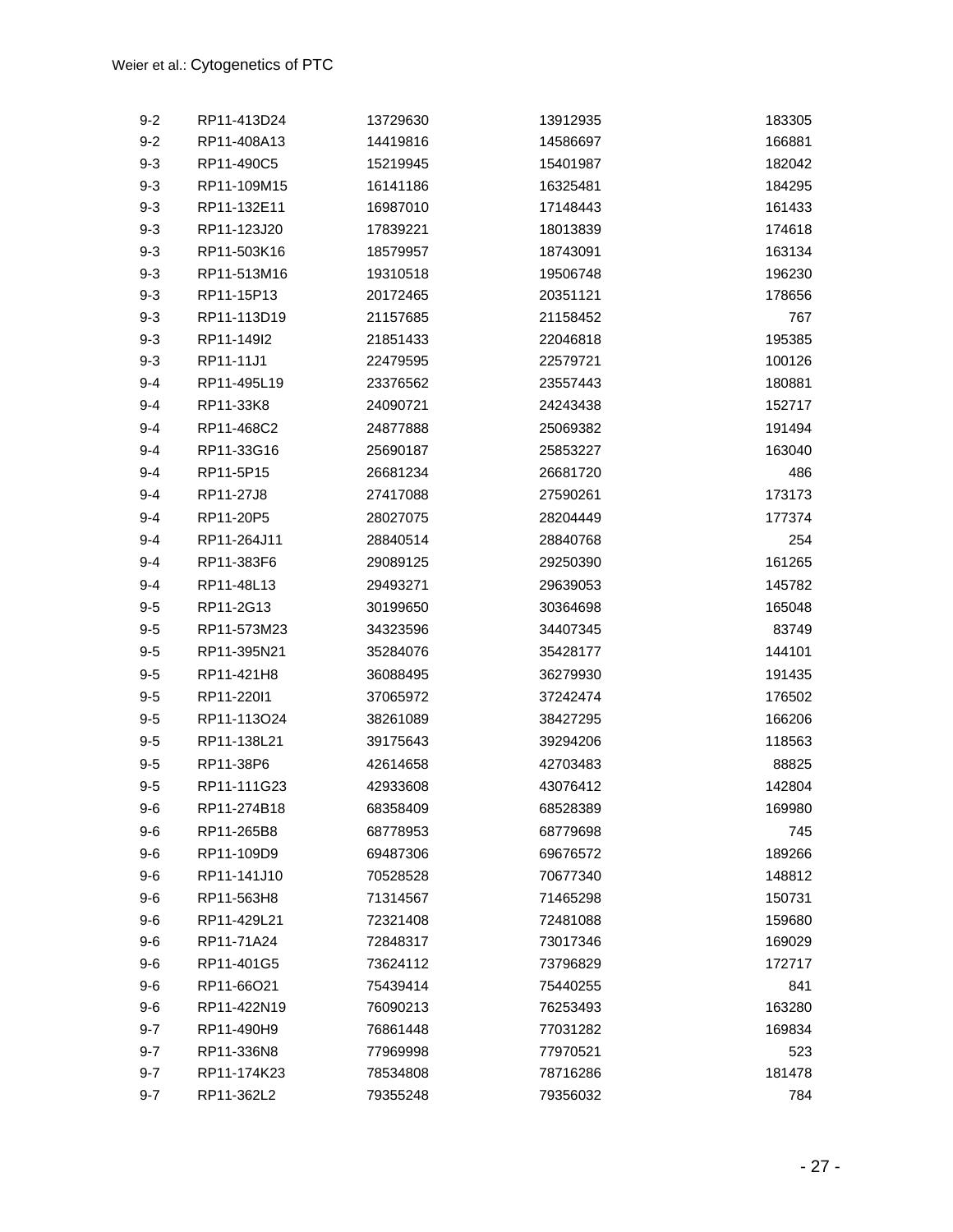| | | | | |
|---|---|---|---|---|
| 9-2 | RP11-413D24 | 13729630 | 13912935 | 183305 |
| 9-2 | RP11-408A13 | 14419816 | 14586697 | 166881 |
| 9-3 | RP11-490C5 | 15219945 | 15401987 | 182042 |
| 9-3 | RP11-109M15 | 16141186 | 16325481 | 184295 |
| 9-3 | RP11-132E11 | 16987010 | 17148443 | 161433 |
| 9-3 | RP11-123J20 | 17839221 | 18013839 | 174618 |
| 9-3 | RP11-503K16 | 18579957 | 18743091 | 163134 |
| 9-3 | RP11-513M16 | 19310518 | 19506748 | 196230 |
| 9-3 | RP11-15P13 | 20172465 | 20351121 | 178656 |
| 9-3 | RP11-113D19 | 21157685 | 21158452 | 767 |
| 9-3 | RP11-149I2 | 21851433 | 22046818 | 195385 |
| 9-3 | RP11-11J1 | 22479595 | 22579721 | 100126 |
| 9-4 | RP11-495L19 | 23376562 | 23557443 | 180881 |
| 9-4 | RP11-33K8 | 24090721 | 24243438 | 152717 |
| 9-4 | RP11-468C2 | 24877888 | 25069382 | 191494 |
| 9-4 | RP11-33G16 | 25690187 | 25853227 | 163040 |
| 9-4 | RP11-5P15 | 26681234 | 26681720 | 486 |
| 9-4 | RP11-27J8 | 27417088 | 27590261 | 173173 |
| 9-4 | RP11-20P5 | 28027075 | 28204449 | 177374 |
| 9-4 | RP11-264J11 | 28840514 | 28840768 | 254 |
| 9-4 | RP11-383F6 | 29089125 | 29250390 | 161265 |
| 9-4 | RP11-48L13 | 29493271 | 29639053 | 145782 |
| 9-5 | RP11-2G13 | 30199650 | 30364698 | 165048 |
| 9-5 | RP11-573M23 | 34323596 | 34407345 | 83749 |
| 9-5 | RP11-395N21 | 35284076 | 35428177 | 144101 |
| 9-5 | RP11-421H8 | 36088495 | 36279930 | 191435 |
| 9-5 | RP11-220I1 | 37065972 | 37242474 | 176502 |
| 9-5 | RP11-113O24 | 38261089 | 38427295 | 166206 |
| 9-5 | RP11-138L21 | 39175643 | 39294206 | 118563 |
| 9-5 | RP11-38P6 | 42614658 | 42703483 | 88825 |
| 9-5 | RP11-111G23 | 42933608 | 43076412 | 142804 |
| 9-6 | RP11-274B18 | 68358409 | 68528389 | 169980 |
| 9-6 | RP11-265B8 | 68778953 | 68779698 | 745 |
| 9-6 | RP11-109D9 | 69487306 | 69676572 | 189266 |
| 9-6 | RP11-141J10 | 70528528 | 70677340 | 148812 |
| 9-6 | RP11-563H8 | 71314567 | 71465298 | 150731 |
| 9-6 | RP11-429L21 | 72321408 | 72481088 | 159680 |
| 9-6 | RP11-71A24 | 72848317 | 73017346 | 169029 |
| 9-6 | RP11-401G5 | 73624112 | 73796829 | 172717 |
| 9-6 | RP11-66O21 | 75439414 | 75440255 | 841 |
| 9-6 | RP11-422N19 | 76090213 | 76253493 | 163280 |
| 9-7 | RP11-490H9 | 76861448 | 77031282 | 169834 |
| 9-7 | RP11-336N8 | 77969998 | 77970521 | 523 |
| 9-7 | RP11-174K23 | 78534808 | 78716286 | 181478 |
| 9-7 | RP11-362L2 | 79355248 | 79356032 | 784 |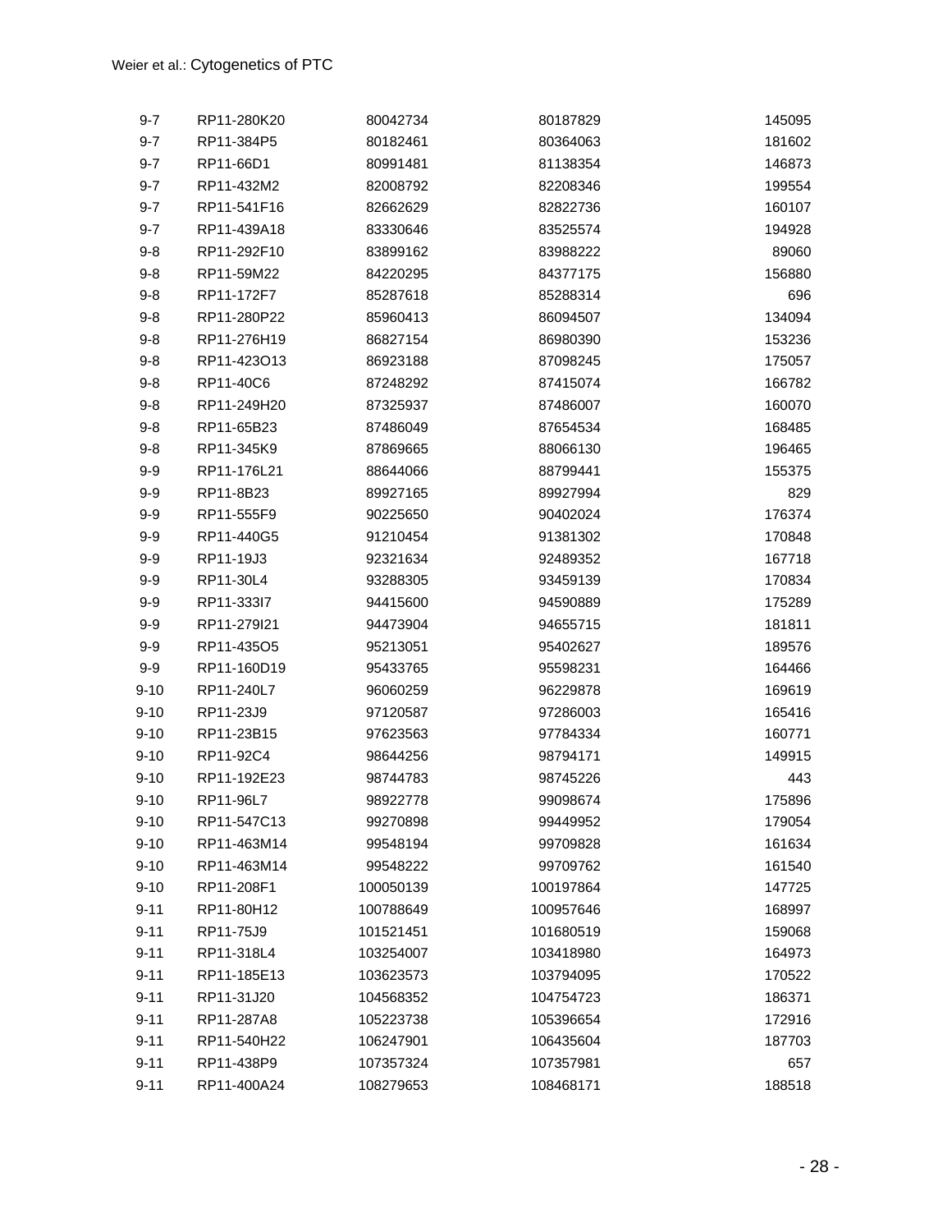| 9-7 | RP11-280K20 | 80042734 | 80187829 | 145095 |
|---|---|---|---|---|
| 9-7 | RP11-384P5 | 80182461 | 80364063 | 181602 |
| 9-7 | RP11-66D1 | 80991481 | 81138354 | 146873 |
| 9-7 | RP11-432M2 | 82008792 | 82208346 | 199554 |
| 9-7 | RP11-541F16 | 82662629 | 82822736 | 160107 |
| 9-7 | RP11-439A18 | 83330646 | 83525574 | 194928 |
| 9-8 | RP11-292F10 | 83899162 | 83988222 | 89060 |
| 9-8 | RP11-59M22 | 84220295 | 84377175 | 156880 |
| 9-8 | RP11-172F7 | 85287618 | 85288314 | 696 |
| 9-8 | RP11-280P22 | 85960413 | 86094507 | 134094 |
| 9-8 | RP11-276H19 | 86827154 | 86980390 | 153236 |
| 9-8 | RP11-423O13 | 86923188 | 87098245 | 175057 |
| 9-8 | RP11-40C6 | 87248292 | 87415074 | 166782 |
| 9-8 | RP11-249H20 | 87325937 | 87486007 | 160070 |
| 9-8 | RP11-65B23 | 87486049 | 87654534 | 168485 |
| 9-8 | RP11-345K9 | 87869665 | 88066130 | 196465 |
| 9-9 | RP11-176L21 | 88644066 | 88799441 | 155375 |
| 9-9 | RP11-8B23 | 89927165 | 89927994 | 829 |
| 9-9 | RP11-555F9 | 90225650 | 90402024 | 176374 |
| 9-9 | RP11-440G5 | 91210454 | 91381302 | 170848 |
| 9-9 | RP11-19J3 | 92321634 | 92489352 | 167718 |
| 9-9 | RP11-30L4 | 93288305 | 93459139 | 170834 |
| 9-9 | RP11-333I7 | 94415600 | 94590889 | 175289 |
| 9-9 | RP11-279I21 | 94473904 | 94655715 | 181811 |
| 9-9 | RP11-435O5 | 95213051 | 95402627 | 189576 |
| 9-9 | RP11-160D19 | 95433765 | 95598231 | 164466 |
| 9-10 | RP11-240L7 | 96060259 | 96229878 | 169619 |
| 9-10 | RP11-23J9 | 97120587 | 97286003 | 165416 |
| 9-10 | RP11-23B15 | 97623563 | 97784334 | 160771 |
| 9-10 | RP11-92C4 | 98644256 | 98794171 | 149915 |
| 9-10 | RP11-192E23 | 98744783 | 98745226 | 443 |
| 9-10 | RP11-96L7 | 98922778 | 99098674 | 175896 |
| 9-10 | RP11-547C13 | 99270898 | 99449952 | 179054 |
| 9-10 | RP11-463M14 | 99548194 | 99709828 | 161634 |
| 9-10 | RP11-463M14 | 99548222 | 99709762 | 161540 |
| 9-10 | RP11-208F1 | 100050139 | 100197864 | 147725 |
| 9-11 | RP11-80H12 | 100788649 | 100957646 | 168997 |
| 9-11 | RP11-75J9 | 101521451 | 101680519 | 159068 |
| 9-11 | RP11-318L4 | 103254007 | 103418980 | 164973 |
| 9-11 | RP11-185E13 | 103623573 | 103794095 | 170522 |
| 9-11 | RP11-31J20 | 104568352 | 104754723 | 186371 |
| 9-11 | RP11-287A8 | 105223738 | 105396654 | 172916 |
| 9-11 | RP11-540H22 | 106247901 | 106435604 | 187703 |
| 9-11 | RP11-438P9 | 107357324 | 107357981 | 657 |
| 9-11 | RP11-400A24 | 108279653 | 108468171 | 188518 |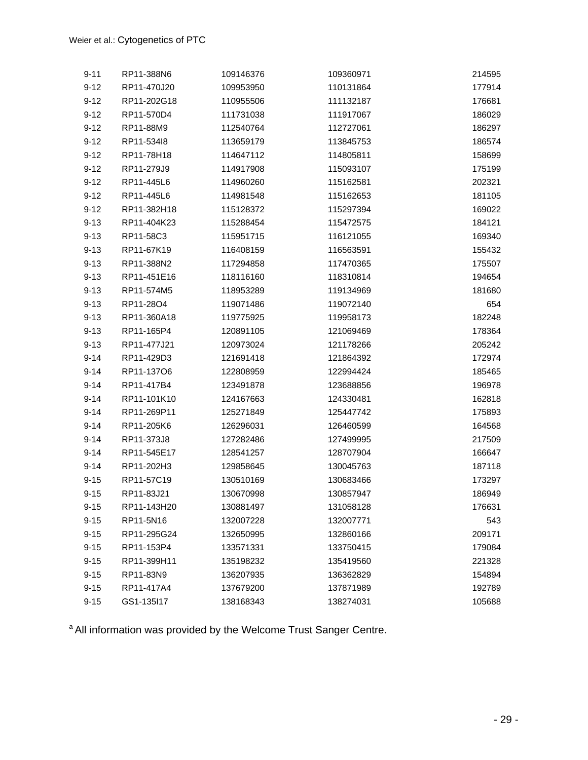| | | | | |
|---|---|---|---|---|
| 9-11 | RP11-388N6 | 109146376 | 109360971 | 214595 |
| 9-12 | RP11-470J20 | 109953950 | 110131864 | 177914 |
| 9-12 | RP11-202G18 | 110955506 | 111132187 | 176681 |
| 9-12 | RP11-570D4 | 111731038 | 111917067 | 186029 |
| 9-12 | RP11-88M9 | 112540764 | 112727061 | 186297 |
| 9-12 | RP11-534I8 | 113659179 | 113845753 | 186574 |
| 9-12 | RP11-78H18 | 114647112 | 114805811 | 158699 |
| 9-12 | RP11-279J9 | 114917908 | 115093107 | 175199 |
| 9-12 | RP11-445L6 | 114960260 | 115162581 | 202321 |
| 9-12 | RP11-445L6 | 114981548 | 115162653 | 181105 |
| 9-12 | RP11-382H18 | 115128372 | 115297394 | 169022 |
| 9-13 | RP11-404K23 | 115288454 | 115472575 | 184121 |
| 9-13 | RP11-58C3 | 115951715 | 116121055 | 169340 |
| 9-13 | RP11-67K19 | 116408159 | 116563591 | 155432 |
| 9-13 | RP11-388N2 | 117294858 | 117470365 | 175507 |
| 9-13 | RP11-451E16 | 118116160 | 118310814 | 194654 |
| 9-13 | RP11-574M5 | 118953289 | 119134969 | 181680 |
| 9-13 | RP11-28O4 | 119071486 | 119072140 | 654 |
| 9-13 | RP11-360A18 | 119775925 | 119958173 | 182248 |
| 9-13 | RP11-165P4 | 120891105 | 121069469 | 178364 |
| 9-13 | RP11-477J21 | 120973024 | 121178266 | 205242 |
| 9-14 | RP11-429D3 | 121691418 | 121864392 | 172974 |
| 9-14 | RP11-137O6 | 122808959 | 122994424 | 185465 |
| 9-14 | RP11-417B4 | 123491878 | 123688856 | 196978 |
| 9-14 | RP11-101K10 | 124167663 | 124330481 | 162818 |
| 9-14 | RP11-269P11 | 125271849 | 125447742 | 175893 |
| 9-14 | RP11-205K6 | 126296031 | 126460599 | 164568 |
| 9-14 | RP11-373J8 | 127282486 | 127499995 | 217509 |
| 9-14 | RP11-545E17 | 128541257 | 128707904 | 166647 |
| 9-14 | RP11-202H3 | 129858645 | 130045763 | 187118 |
| 9-15 | RP11-57C19 | 130510169 | 130683466 | 173297 |
| 9-15 | RP11-83J21 | 130670998 | 130857947 | 186949 |
| 9-15 | RP11-143H20 | 130881497 | 131058128 | 176631 |
| 9-15 | RP11-5N16 | 132007228 | 132007771 | 543 |
| 9-15 | RP11-295G24 | 132650995 | 132860166 | 209171 |
| 9-15 | RP11-153P4 | 133571331 | 133750415 | 179084 |
| 9-15 | RP11-399H11 | 135198232 | 135419560 | 221328 |
| 9-15 | RP11-83N9 | 136207935 | 136362829 | 154894 |
| 9-15 | RP11-417A4 | 137679200 | 137871989 | 192789 |
| 9-15 | GS1-135I17 | 138168343 | 138274031 | 105688 |

[a] All information was provided by the Welcome Trust Sanger Centre.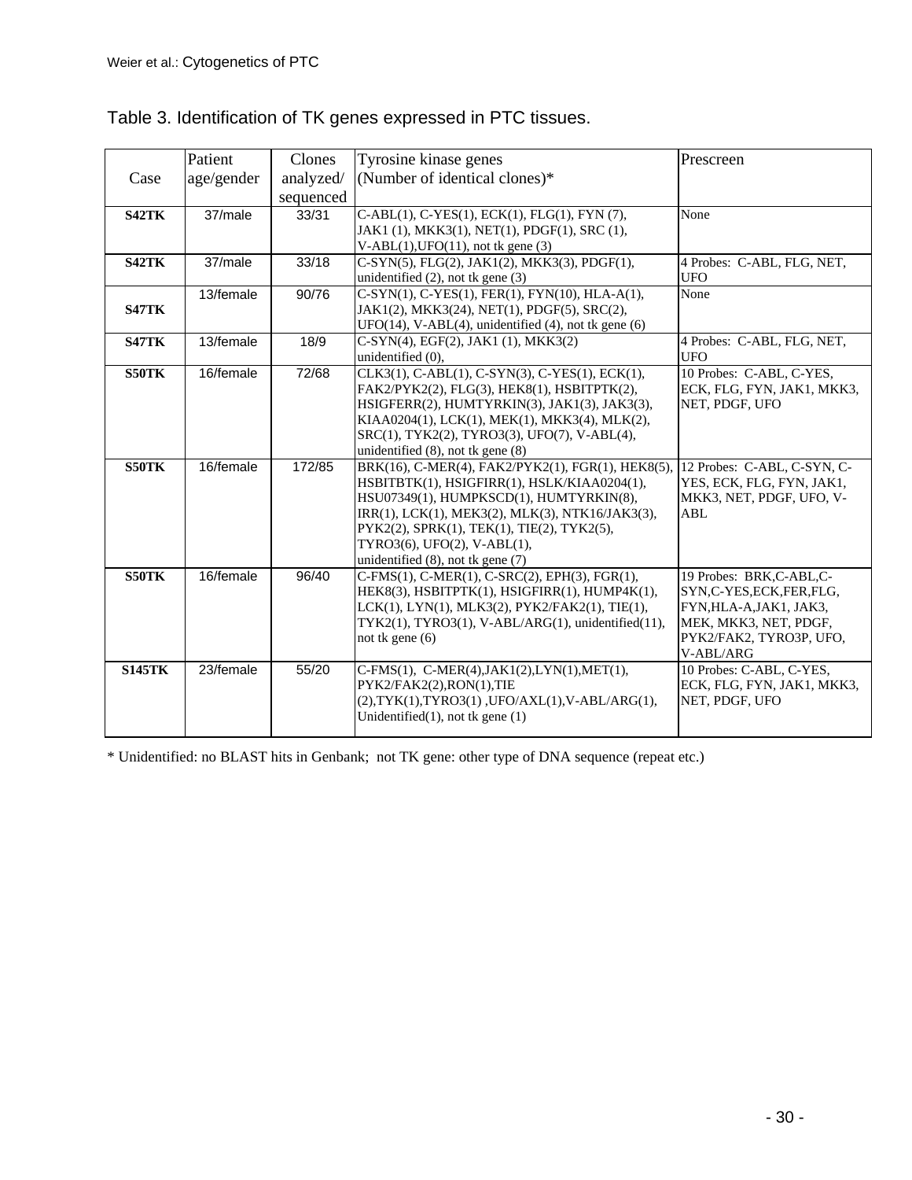Table 3. Identification of TK genes expressed in PTC tissues.

| Case | Patient age/gender | Clones analyzed/ sequenced | Tyrosine kinase genes (Number of identical clones)* | Prescreen |
|---|---|---|---|---|
| **S42TK** | 37/male | 33/31 | C-ABL(1), C-YES(1), ECK(1), FLG(1), FYN (7), JAK1 (1), MKK3(1), NET(1), PDGF(1), SRC (1), V-ABL(1),UFO(11), not tk gene (3) | None |
| **S42TK** | 37/male | 33/18 | C-SYN(5), FLG(2), JAK1(2), MKK3(3), PDGF(1), unidentified (2), not tk gene (3) | 4 Probes: C-ABL, FLG, NET, UFO |
| **S47TK** | 13/female | 90/76 | C-SYN(1), C-YES(1), FER(1), FYN(10), HLA-A(1), JAK1(2), MKK3(24), NET(1), PDGF(5), SRC(2), UFO(14), V-ABL(4), unidentified (4), not tk gene (6) | None |
| **S47TK** | 13/female | 18/9 | C-SYN(4), EGF(2), JAK1 (1), MKK3(2) unidentified (0), | 4 Probes: C-ABL, FLG, NET, UFO |
| **S50TK** | 16/female | 72/68 | CLK3(1), C-ABL(1), C-SYN(3), C-YES(1), ECK(1), FAK2/PYK2(2), FLG(3), HEK8(1), HSBITPTK(2), HSIGFERR(2), HUMTYRKIN(3), JAK1(3), JAK3(3), KIAA0204(1), LCK(1), MEK(1), MKK3(4), MLK(2), SRC(1), TYK2(2), TYRO3(3), UFO(7), V-ABL(4), unidentified (8), not tk gene (8) | 10 Probes: C-ABL, C-YES, ECK, FLG, FYN, JAK1, MKK3, NET, PDGF, UFO |
| **S50TK** | 16/female | 172/85 | BRK(16), C-MER(4), FAK2/PYK2(1), FGR(1), HEK8(5), HSBITBTK(1), HSIGFIRR(1), HSLK/KIAA0204(1), HSU07349(1), HUMPKSCD(1), HUMTYRKIN(8), IRR(1), LCK(1), MEK3(2), MLK(3), NTK16/JAK3(3), PYK2(2), SPRK(1), TEK(1), TIE(2), TYK2(5), TYRO3(6), UFO(2), V-ABL(1), unidentified (8), not tk gene (7) | 12 Probes: C-ABL, C-SYN, C-YES, ECK, FLG, FYN, JAK1, MKK3, NET, PDGF, UFO, V-ABL |
| **S50TK** | 16/female | 96/40 | C-FMS(1), C-MER(1), C-SRC(2), EPH(3), FGR(1), HEK8(3), HSBITPTK(1), HSIGFIRR(1), HUMP4K(1), LCK(1), LYN(1), MLK3(2), PYK2/FAK2(1), TIE(1), TYK2(1), TYRO3(1), V-ABL/ARG(1), unidentified(11), not tk gene (6) | 19 Probes: BRK,C-ABL,C-SYN,C-YES,ECK,FER,FLG, FYN,HLA-A,JAK1, JAK3, MEK, MKK3, NET, PDGF, PYK2/FAK2, TYRO3P, UFO, V-ABL/ARG |
| **S145TK** | 23/female | 55/20 | C-FMS(1), C-MER(4),JAK1(2),LYN(1),MET(1), PYK2/FAK2(2),RON(1),TIE (2),TYK(1),TYRO3(1) ,UFO/AXL(1),V-ABL/ARG(1), Unidentified(1), not tk gene (1) | 10 Probes: C-ABL, C-YES, ECK, FLG, FYN, JAK1, MKK3, NET, PDGF, UFO |

* Unidentified: no BLAST hits in Genbank; not TK gene: other type of DNA sequence (repeat etc.)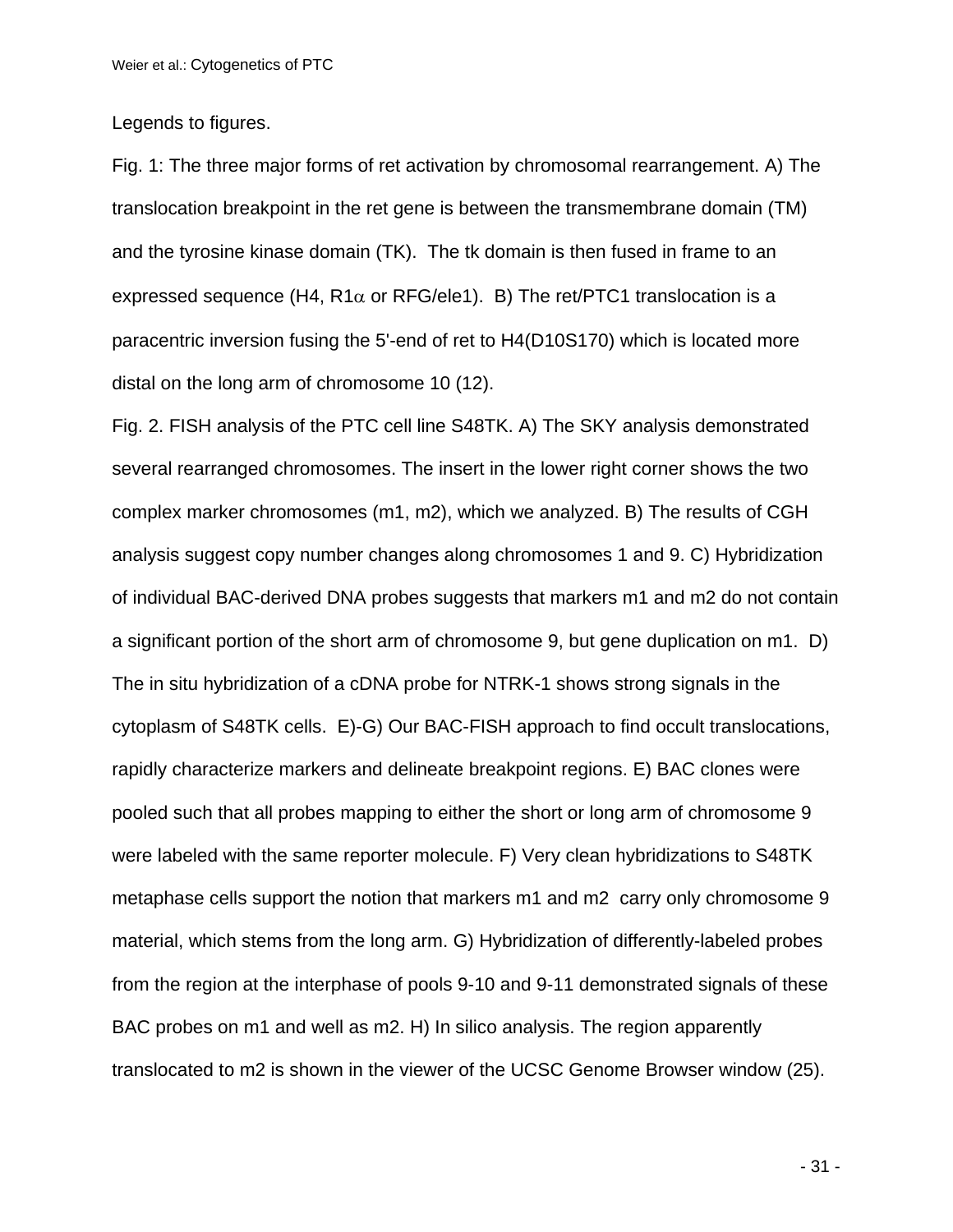Legends to figures.

Fig. 1: The three major forms of ret activation by chromosomal rearrangement. A) The translocation breakpoint in the ret gene is between the transmembrane domain (TM) and the tyrosine kinase domain (TK). The tk domain is then fused in frame to an expressed sequence (H4, R1$\alpha$ or RFG/ele1). B) The ret/PTC1 translocation is a paracentric inversion fusing the 5'-end of ret to H4(D10S170) which is located more distal on the long arm of chromosome 10 (12).

Fig. 2. FISH analysis of the PTC cell line S48TK. A) The SKY analysis demonstrated several rearranged chromosomes. The insert in the lower right corner shows the two complex marker chromosomes (m1, m2), which we analyzed. B) The results of CGH analysis suggest copy number changes along chromosomes 1 and 9. C) Hybridization of individual BAC-derived DNA probes suggests that markers m1 and m2 do not contain a significant portion of the short arm of chromosome 9, but gene duplication on m1. D) The in situ hybridization of a cDNA probe for NTRK-1 shows strong signals in the cytoplasm of S48TK cells. E)-G) Our BAC-FISH approach to find occult translocations, rapidly characterize markers and delineate breakpoint regions. E) BAC clones were pooled such that all probes mapping to either the short or long arm of chromosome 9 were labeled with the same reporter molecule. F) Very clean hybridizations to S48TK metaphase cells support the notion that markers m1 and m2 carry only chromosome 9 material, which stems from the long arm. G) Hybridization of differently-labeled probes from the region at the interphase of pools 9-10 and 9-11 demonstrated signals of these BAC probes on m1 and well as m2. H) In silico analysis. The region apparently translocated to m2 is shown in the viewer of the UCSC Genome Browser window (25).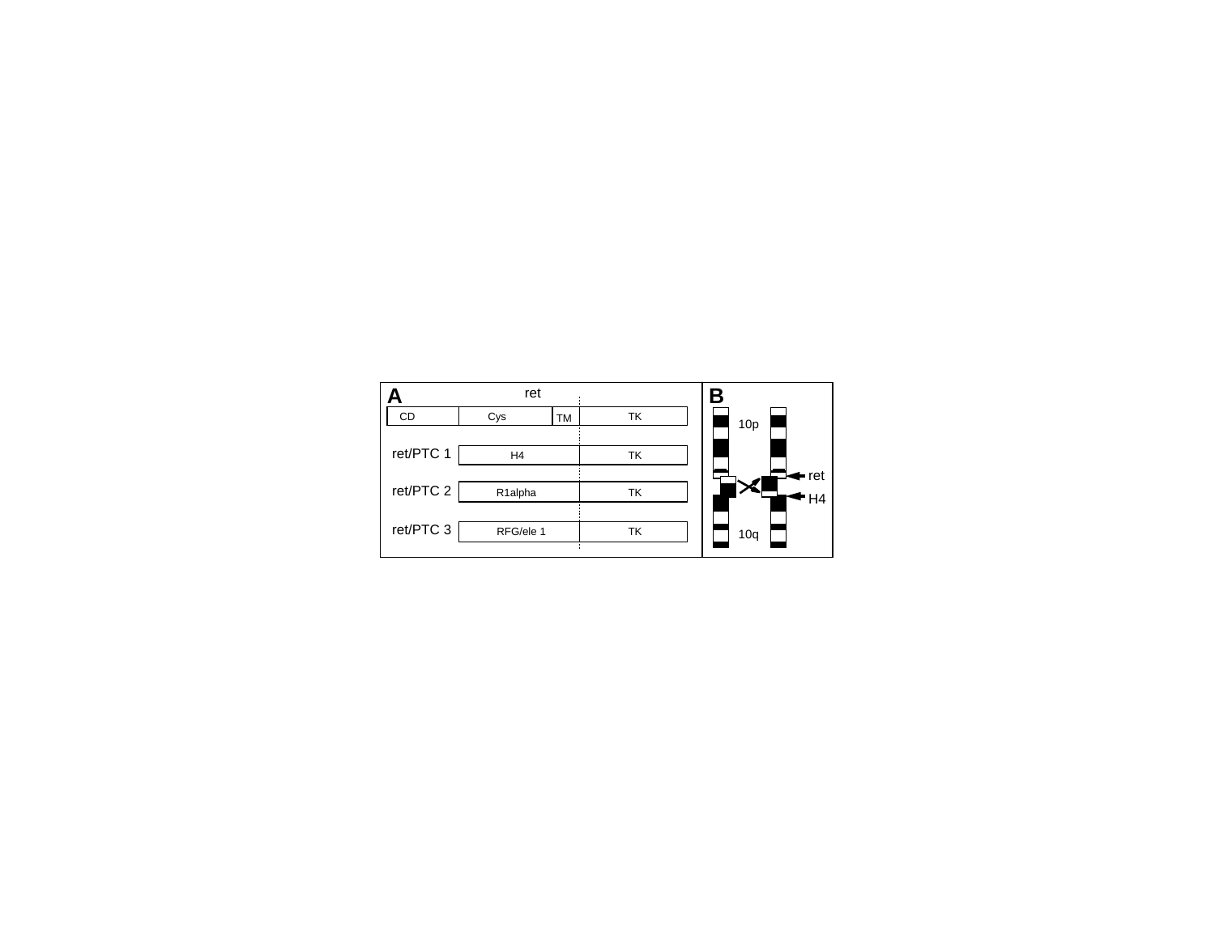**A**

ret

| CD | Cys | TM | TK |
|---|---|---|---|

| | | |
|---|---|---|
| ret/PTC 1 | H4 | TK |
| ret/PTC 2 | R1alpha | TK |
| ret/PTC 3 | RFG/ele 1 | TK |

**B**

10p

ret

H4

10q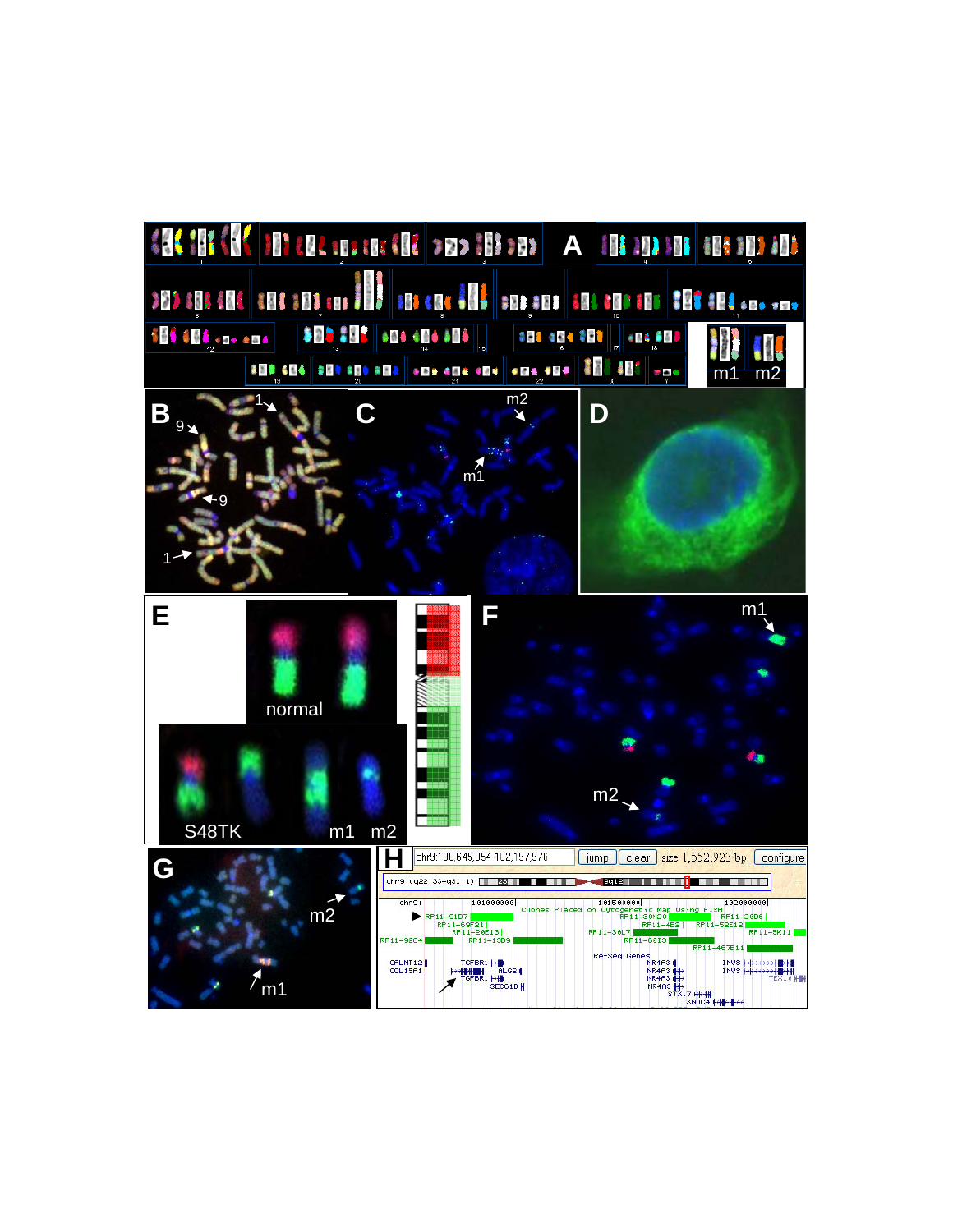A

m1 m2

B

1

9

9

1

C

m2

m1

D

E

normal

S48TK

m1 m2

F

m1

m2

G

m2

m1

H

chr9:100,645,054-102,197,976

jump

clear

size 1,552,923 bp.

configure

chr9 (q22.33-q31.1)

23

9q12

chr9:

101000000

101500000

102000000

Clones Placed on Cytogenetic Map Using FISH

RP11-91D7

RP11-69F21

RP11-28E13

RP11-92C4

RP11-13B9

RP11-30N20

RP11-4B2

RP11-30L7

RP11-69I3

RP11-28D6

RP11-52E12

RP11-5K11

RP11-467B11

RefSeq Genes

GALNT12

COL15A1

TGFBR1

TGFBR1

ALG2

SEC61B

NR4A3

NR4A3

NR4A3

NR4A3

STX17

TXNDC4

INVS

INVS

TEX10